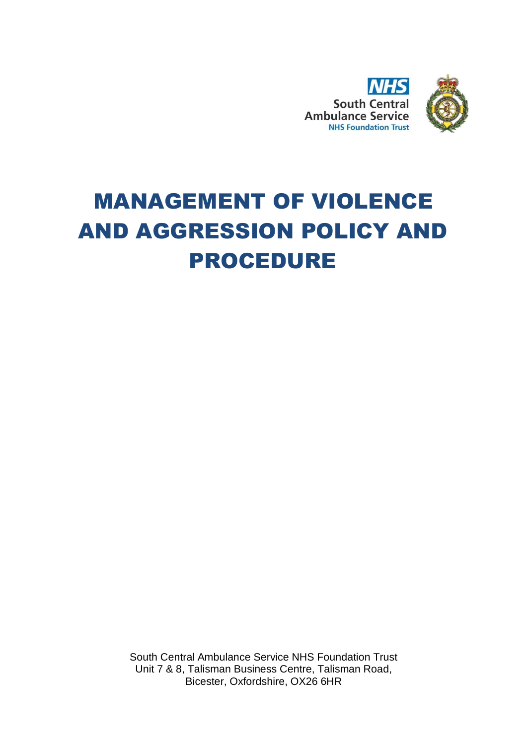NHS
South Central
Ambulance Service
NHS Foundation Trust

# MANAGEMENT OF VIOLENCE AND AGGRESSION POLICY AND PROCEDURE

South Central Ambulance Service NHS Foundation Trust
Unit 7 & 8, Talisman Business Centre, Talisman Road,
Bicester, Oxfordshire, OX26 6HR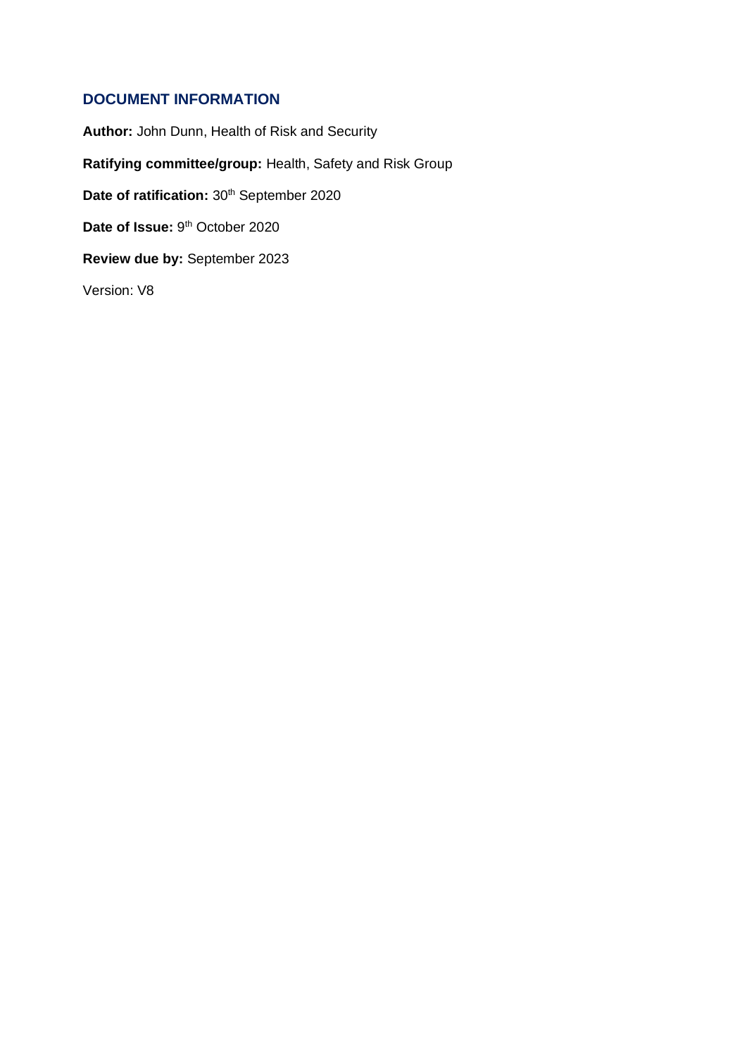## DOCUMENT INFORMATION

**Author:** John Dunn, Health of Risk and Security

**Ratifying committee/group:** Health, Safety and Risk Group

**Date of ratification:** 30th September 2020

**Date of Issue:** 9th October 2020

**Review due by:** September 2023

Version: V8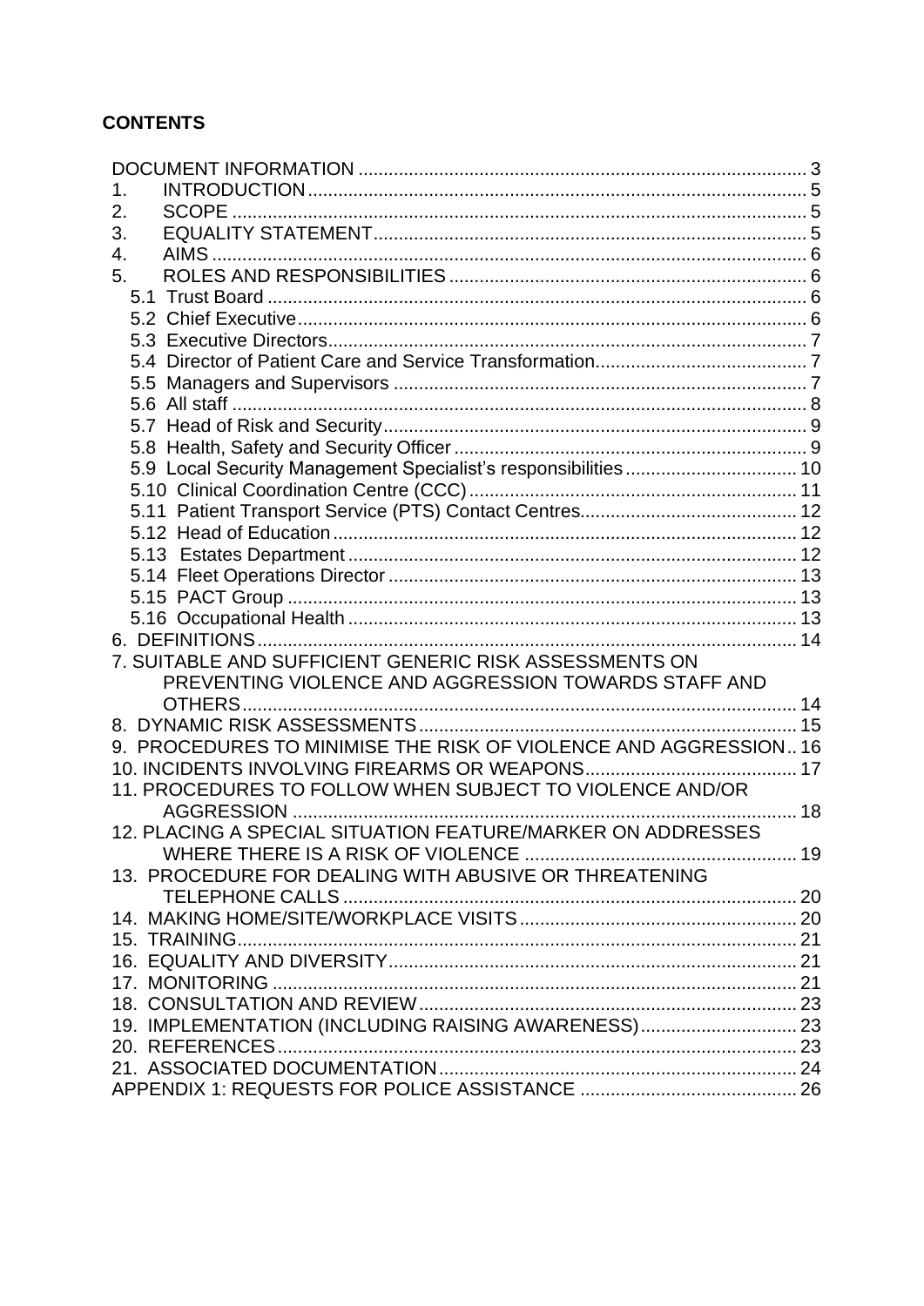**CONTENTS**

DOCUMENT INFORMATION ........................................................................................ 3
1. INTRODUCTION .................................................................................................. 5
2. SCOPE ................................................................................................................. 5
3. EQUALITY STATEMENT ..................................................................................... 5
4. AIMS .................................................................................................................... 6
5. ROLES AND RESPONSIBILITIES ...................................................................... 6
  5.1 Trust Board ........................................................................................................ 6
  5.2 Chief Executive .................................................................................................. 6
  5.3 Executive Directors ............................................................................................ 7
  5.4 Director of Patient Care and Service Transformation ........................................ 7
  5.5 Managers and Supervisors ................................................................................ 7
  5.6 All staff ................................................................................................................ 8
  5.7 Head of Risk and Security .................................................................................. 9
  5.8 Health, Safety and Security Officer .................................................................... 9
  5.9 Local Security Management Specialist's responsibilities .................................. 10
  5.10 Clinical Coordination Centre (CCC) ................................................................ 11
  5.11 Patient Transport Service (PTS) Contact Centres .......................................... 12
  5.12 Head of Education ........................................................................................... 12
  5.13 Estates Department ........................................................................................ 12
  5.14 Fleet Operations Director ................................................................................ 13
  5.15 PACT Group .................................................................................................... 13
  5.16 Occupational Health ........................................................................................ 13
6. DEFINITIONS ......................................................................................................... 14
7. SUITABLE AND SUFFICIENT GENERIC RISK ASSESSMENTS ON PREVENTING VIOLENCE AND AGGRESSION TOWARDS STAFF AND OTHERS ........................................................................................................... 14
8. DYNAMIC RISK ASSESSMENTS .......................................................................... 15
9. PROCEDURES TO MINIMISE THE RISK OF VIOLENCE AND AGGRESSION .. 16
10. INCIDENTS INVOLVING FIREARMS OR WEAPONS ......................................... 17
11. PROCEDURES TO FOLLOW WHEN SUBJECT TO VIOLENCE AND/OR AGGRESSION .................................................................................................... 18
12. PLACING A SPECIAL SITUATION FEATURE/MARKER ON ADDRESSES WHERE THERE IS A RISK OF VIOLENCE ...................................................... 19
13. PROCEDURE FOR DEALING WITH ABUSIVE OR THREATENING TELEPHONE CALLS .......................................................................................... 20
14. MAKING HOME/SITE/WORKPLACE VISITS ....................................................... 20
15. TRAINING ............................................................................................................. 21
16. EQUALITY AND DIVERSITY ................................................................................ 21
17. MONITORING ....................................................................................................... 21
18. CONSULTATION AND REVIEW ........................................................................... 23
19. IMPLEMENTATION (INCLUDING RAISING AWARENESS) ............................... 23
20. REFERENCES ...................................................................................................... 23
21. ASSOCIATED DOCUMENTATION ...................................................................... 24
APPENDIX 1: REQUESTS FOR POLICE ASSISTANCE ........................................... 26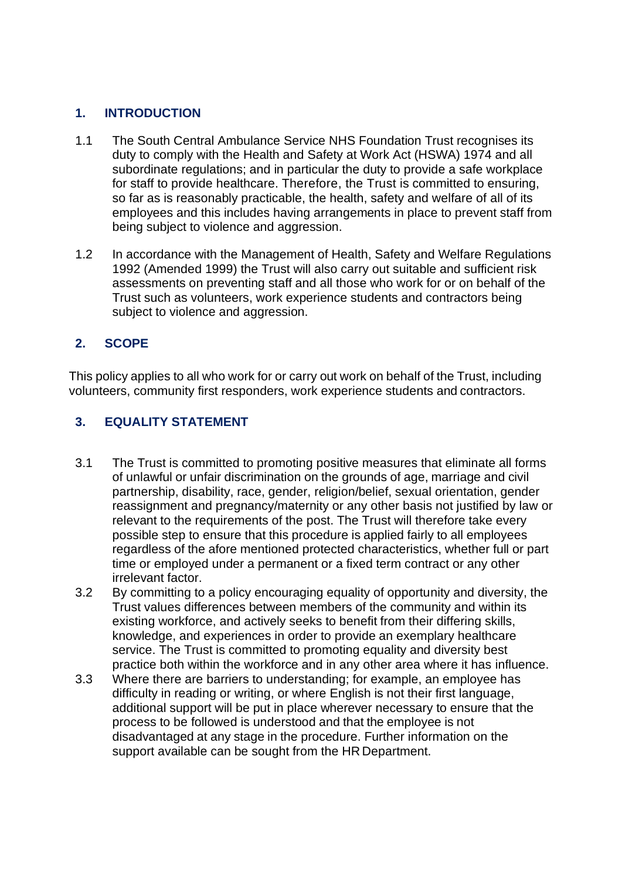## 1. INTRODUCTION

1.1 The South Central Ambulance Service NHS Foundation Trust recognises its duty to comply with the Health and Safety at Work Act (HSWA) 1974 and all subordinate regulations; and in particular the duty to provide a safe workplace for staff to provide healthcare. Therefore, the Trust is committed to ensuring, so far as is reasonably practicable, the health, safety and welfare of all of its employees and this includes having arrangements in place to prevent staff from being subject to violence and aggression.

1.2 In accordance with the Management of Health, Safety and Welfare Regulations 1992 (Amended 1999) the Trust will also carry out suitable and sufficient risk assessments on preventing staff and all those who work for or on behalf of the Trust such as volunteers, work experience students and contractors being subject to violence and aggression.

## 2. SCOPE

This policy applies to all who work for or carry out work on behalf of the Trust, including volunteers, community first responders, work experience students and contractors.

## 3. EQUALITY STATEMENT

3.1 The Trust is committed to promoting positive measures that eliminate all forms of unlawful or unfair discrimination on the grounds of age, marriage and civil partnership, disability, race, gender, religion/belief, sexual orientation, gender reassignment and pregnancy/maternity or any other basis not justified by law or relevant to the requirements of the post. The Trust will therefore take every possible step to ensure that this procedure is applied fairly to all employees regardless of the afore mentioned protected characteristics, whether full or part time or employed under a permanent or a fixed term contract or any other irrelevant factor.

3.2 By committing to a policy encouraging equality of opportunity and diversity, the Trust values differences between members of the community and within its existing workforce, and actively seeks to benefit from their differing skills, knowledge, and experiences in order to provide an exemplary healthcare service. The Trust is committed to promoting equality and diversity best practice both within the workforce and in any other area where it has influence.

3.3 Where there are barriers to understanding; for example, an employee has difficulty in reading or writing, or where English is not their first language, additional support will be put in place wherever necessary to ensure that the process to be followed is understood and that the employee is not disadvantaged at any stage in the procedure. Further information on the support available can be sought from the HR Department.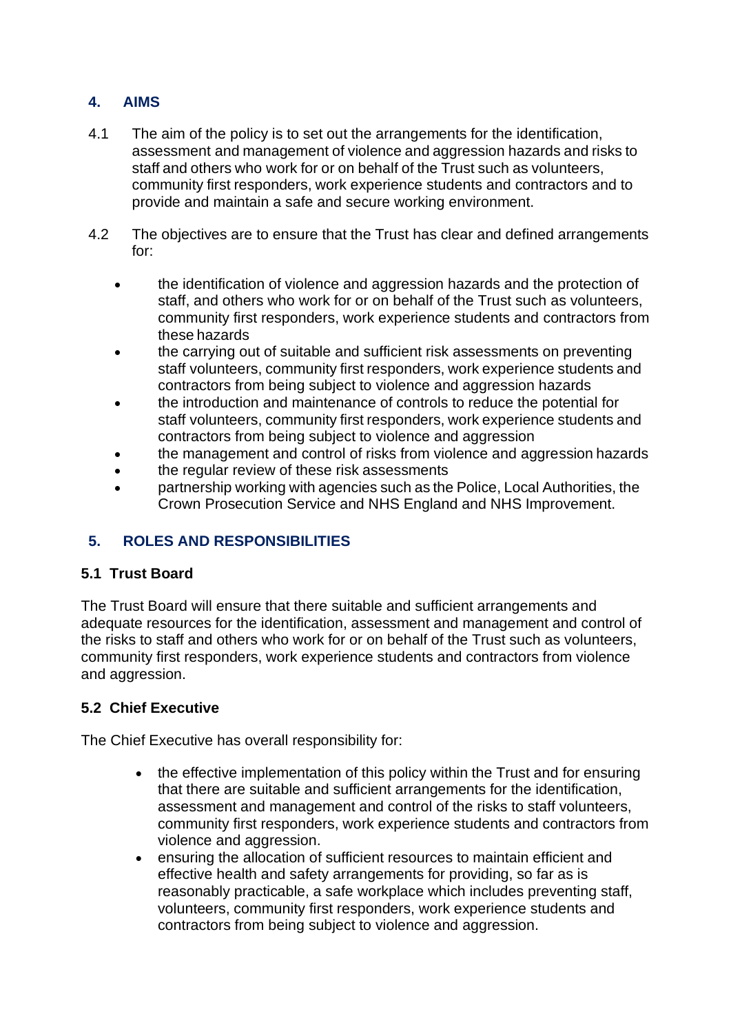## 4. AIMS

4.1 The aim of the policy is to set out the arrangements for the identification, assessment and management of violence and aggression hazards and risks to staff and others who work for or on behalf of the Trust such as volunteers, community first responders, work experience students and contractors and to provide and maintain a safe and secure working environment.

4.2 The objectives are to ensure that the Trust has clear and defined arrangements for:

- the identification of violence and aggression hazards and the protection of staff, and others who work for or on behalf of the Trust such as volunteers, community first responders, work experience students and contractors from these hazards
- the carrying out of suitable and sufficient risk assessments on preventing staff volunteers, community first responders, work experience students and contractors from being subject to violence and aggression hazards
- the introduction and maintenance of controls to reduce the potential for staff volunteers, community first responders, work experience students and contractors from being subject to violence and aggression
- the management and control of risks from violence and aggression hazards
- the regular review of these risk assessments
- partnership working with agencies such as the Police, Local Authorities, the Crown Prosecution Service and NHS England and NHS Improvement.

## 5. ROLES AND RESPONSIBILITIES

### 5.1 Trust Board

The Trust Board will ensure that there suitable and sufficient arrangements and adequate resources for the identification, assessment and management and control of the risks to staff and others who work for or on behalf of the Trust such as volunteers, community first responders, work experience students and contractors from violence and aggression.

### 5.2 Chief Executive

The Chief Executive has overall responsibility for:

- the effective implementation of this policy within the Trust and for ensuring that there are suitable and sufficient arrangements for the identification, assessment and management and control of the risks to staff volunteers, community first responders, work experience students and contractors from violence and aggression.
- ensuring the allocation of sufficient resources to maintain efficient and effective health and safety arrangements for providing, so far as is reasonably practicable, a safe workplace which includes preventing staff, volunteers, community first responders, work experience students and contractors from being subject to violence and aggression.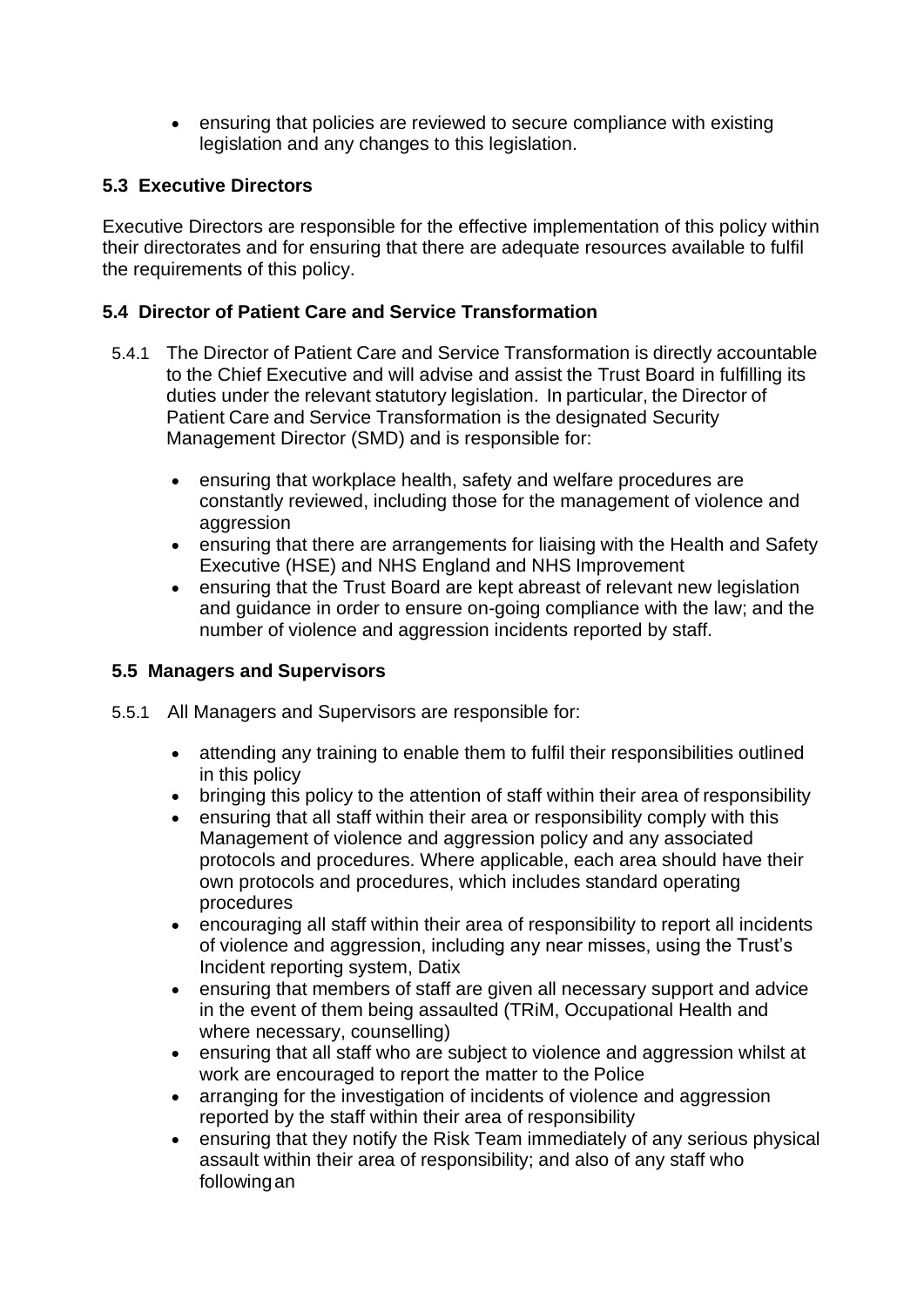- ensuring that policies are reviewed to secure compliance with existing legislation and any changes to this legislation.

### 5.3 Executive Directors

Executive Directors are responsible for the effective implementation of this policy within their directorates and for ensuring that there are adequate resources available to fulfil the requirements of this policy.

### 5.4 Director of Patient Care and Service Transformation

5.4.1 The Director of Patient Care and Service Transformation is directly accountable to the Chief Executive and will advise and assist the Trust Board in fulfilling its duties under the relevant statutory legislation. In particular, the Director of Patient Care and Service Transformation is the designated Security Management Director (SMD) and is responsible for:

- ensuring that workplace health, safety and welfare procedures are constantly reviewed, including those for the management of violence and aggression
- ensuring that there are arrangements for liaising with the Health and Safety Executive (HSE) and NHS England and NHS Improvement
- ensuring that the Trust Board are kept abreast of relevant new legislation and guidance in order to ensure on-going compliance with the law; and the number of violence and aggression incidents reported by staff.

### 5.5 Managers and Supervisors

5.5.1 All Managers and Supervisors are responsible for:

- attending any training to enable them to fulfil their responsibilities outlined in this policy
- bringing this policy to the attention of staff within their area of responsibility
- ensuring that all staff within their area or responsibility comply with this Management of violence and aggression policy and any associated protocols and procedures. Where applicable, each area should have their own protocols and procedures, which includes standard operating procedures
- encouraging all staff within their area of responsibility to report all incidents of violence and aggression, including any near misses, using the Trust's Incident reporting system, Datix
- ensuring that members of staff are given all necessary support and advice in the event of them being assaulted (TRiM, Occupational Health and where necessary, counselling)
- ensuring that all staff who are subject to violence and aggression whilst at work are encouraged to report the matter to the Police
- arranging for the investigation of incidents of violence and aggression reported by the staff within their area of responsibility
- ensuring that they notify the Risk Team immediately of any serious physical assault within their area of responsibility; and also of any staff who following an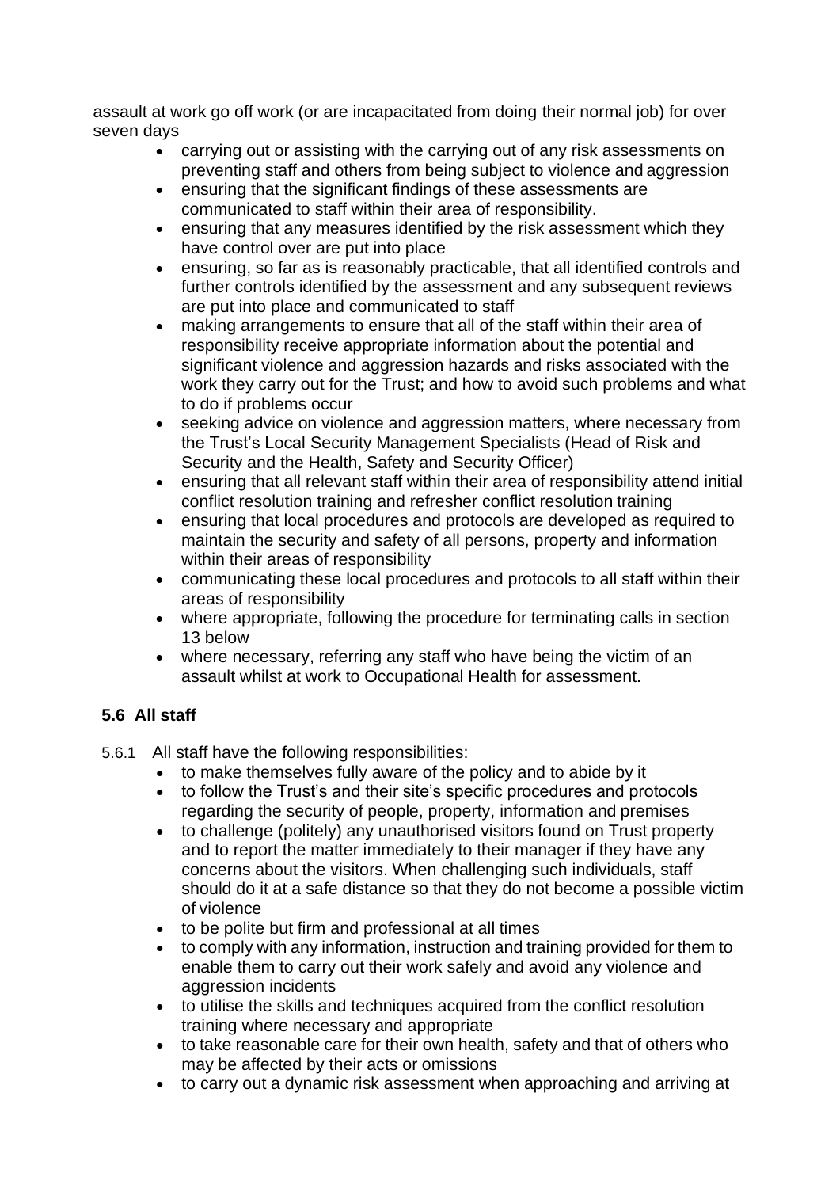assault at work go off work (or are incapacitated from doing their normal job) for over seven days

- carrying out or assisting with the carrying out of any risk assessments on preventing staff and others from being subject to violence and aggression
- ensuring that the significant findings of these assessments are communicated to staff within their area of responsibility.
- ensuring that any measures identified by the risk assessment which they have control over are put into place
- ensuring, so far as is reasonably practicable, that all identified controls and further controls identified by the assessment and any subsequent reviews are put into place and communicated to staff
- making arrangements to ensure that all of the staff within their area of responsibility receive appropriate information about the potential and significant violence and aggression hazards and risks associated with the work they carry out for the Trust; and how to avoid such problems and what to do if problems occur
- seeking advice on violence and aggression matters, where necessary from the Trust's Local Security Management Specialists (Head of Risk and Security and the Health, Safety and Security Officer)
- ensuring that all relevant staff within their area of responsibility attend initial conflict resolution training and refresher conflict resolution training
- ensuring that local procedures and protocols are developed as required to maintain the security and safety of all persons, property and information within their areas of responsibility
- communicating these local procedures and protocols to all staff within their areas of responsibility
- where appropriate, following the procedure for terminating calls in section 13 below
- where necessary, referring any staff who have being the victim of an assault whilst at work to Occupational Health for assessment.

### 5.6 All staff

5.6.1 All staff have the following responsibilities:

- to make themselves fully aware of the policy and to abide by it
- to follow the Trust's and their site's specific procedures and protocols regarding the security of people, property, information and premises
- to challenge (politely) any unauthorised visitors found on Trust property and to report the matter immediately to their manager if they have any concerns about the visitors. When challenging such individuals, staff should do it at a safe distance so that they do not become a possible victim of violence
- to be polite but firm and professional at all times
- to comply with any information, instruction and training provided for them to enable them to carry out their work safely and avoid any violence and aggression incidents
- to utilise the skills and techniques acquired from the conflict resolution training where necessary and appropriate
- to take reasonable care for their own health, safety and that of others who may be affected by their acts or omissions
- to carry out a dynamic risk assessment when approaching and arriving at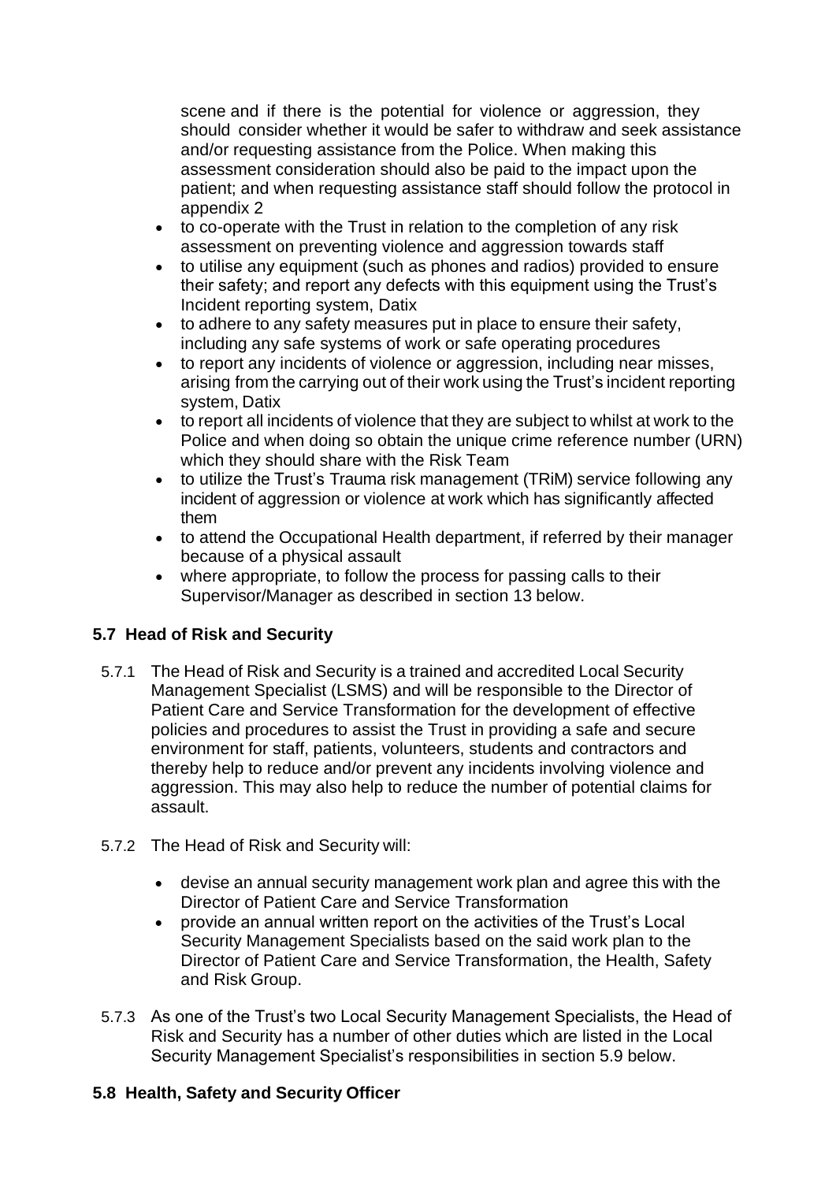scene and if there is the potential for violence or aggression, they should consider whether it would be safer to withdraw and seek assistance and/or requesting assistance from the Police. When making this assessment consideration should also be paid to the impact upon the patient; and when requesting assistance staff should follow the protocol in appendix 2

- to co-operate with the Trust in relation to the completion of any risk assessment on preventing violence and aggression towards staff
- to utilise any equipment (such as phones and radios) provided to ensure their safety; and report any defects with this equipment using the Trust's Incident reporting system, Datix
- to adhere to any safety measures put in place to ensure their safety, including any safe systems of work or safe operating procedures
- to report any incidents of violence or aggression, including near misses, arising from the carrying out of their work using the Trust's incident reporting system, Datix
- to report all incidents of violence that they are subject to whilst at work to the Police and when doing so obtain the unique crime reference number (URN) which they should share with the Risk Team
- to utilize the Trust's Trauma risk management (TRiM) service following any incident of aggression or violence at work which has significantly affected them
- to attend the Occupational Health department, if referred by their manager because of a physical assault
- where appropriate, to follow the process for passing calls to their Supervisor/Manager as described in section 13 below.

### 5.7 Head of Risk and Security

5.7.1 The Head of Risk and Security is a trained and accredited Local Security Management Specialist (LSMS) and will be responsible to the Director of Patient Care and Service Transformation for the development of effective policies and procedures to assist the Trust in providing a safe and secure environment for staff, patients, volunteers, students and contractors and thereby help to reduce and/or prevent any incidents involving violence and aggression. This may also help to reduce the number of potential claims for assault.

5.7.2 The Head of Risk and Security will:

- devise an annual security management work plan and agree this with the Director of Patient Care and Service Transformation
- provide an annual written report on the activities of the Trust's Local Security Management Specialists based on the said work plan to the Director of Patient Care and Service Transformation, the Health, Safety and Risk Group.

5.7.3 As one of the Trust's two Local Security Management Specialists, the Head of Risk and Security has a number of other duties which are listed in the Local Security Management Specialist's responsibilities in section 5.9 below.

### 5.8 Health, Safety and Security Officer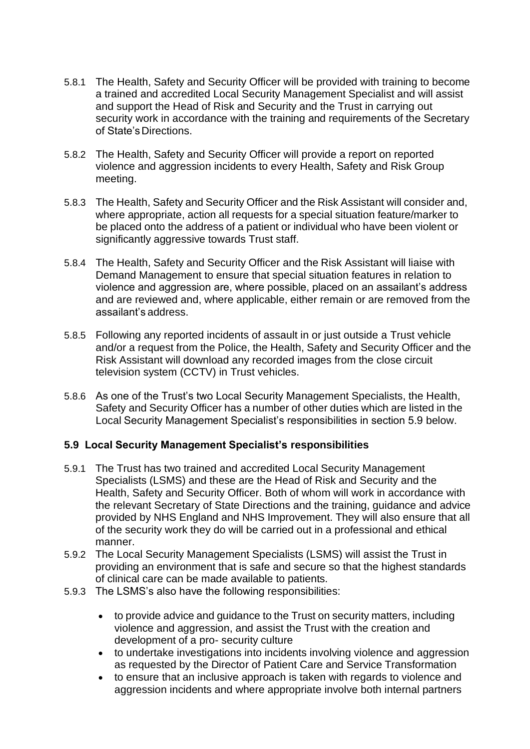5.8.1 The Health, Safety and Security Officer will be provided with training to become a trained and accredited Local Security Management Specialist and will assist and support the Head of Risk and Security and the Trust in carrying out security work in accordance with the training and requirements of the Secretary of State's Directions.

5.8.2 The Health, Safety and Security Officer will provide a report on reported violence and aggression incidents to every Health, Safety and Risk Group meeting.

5.8.3 The Health, Safety and Security Officer and the Risk Assistant will consider and, where appropriate, action all requests for a special situation feature/marker to be placed onto the address of a patient or individual who have been violent or significantly aggressive towards Trust staff.

5.8.4 The Health, Safety and Security Officer and the Risk Assistant will liaise with Demand Management to ensure that special situation features in relation to violence and aggression are, where possible, placed on an assailant's address and are reviewed and, where applicable, either remain or are removed from the assailant's address.

5.8.5 Following any reported incidents of assault in or just outside a Trust vehicle and/or a request from the Police, the Health, Safety and Security Officer and the Risk Assistant will download any recorded images from the close circuit television system (CCTV) in Trust vehicles.

5.8.6 As one of the Trust's two Local Security Management Specialists, the Health, Safety and Security Officer has a number of other duties which are listed in the Local Security Management Specialist's responsibilities in section 5.9 below.

### 5.9 Local Security Management Specialist's responsibilities

5.9.1 The Trust has two trained and accredited Local Security Management Specialists (LSMS) and these are the Head of Risk and Security and the Health, Safety and Security Officer. Both of whom will work in accordance with the relevant Secretary of State Directions and the training, guidance and advice provided by NHS England and NHS Improvement. They will also ensure that all of the security work they do will be carried out in a professional and ethical manner.

5.9.2 The Local Security Management Specialists (LSMS) will assist the Trust in providing an environment that is safe and secure so that the highest standards of clinical care can be made available to patients.

5.9.3 The LSMS's also have the following responsibilities:

- to provide advice and guidance to the Trust on security matters, including violence and aggression, and assist the Trust with the creation and development of a pro- security culture
- to undertake investigations into incidents involving violence and aggression as requested by the Director of Patient Care and Service Transformation
- to ensure that an inclusive approach is taken with regards to violence and aggression incidents and where appropriate involve both internal partners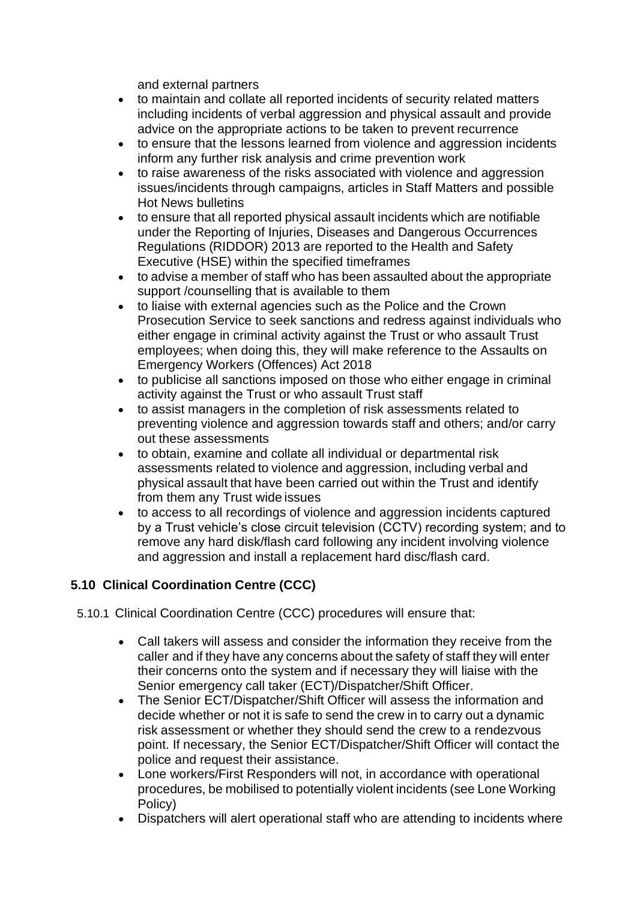and external partners

- to maintain and collate all reported incidents of security related matters including incidents of verbal aggression and physical assault and provide advice on the appropriate actions to be taken to prevent recurrence
- to ensure that the lessons learned from violence and aggression incidents inform any further risk analysis and crime prevention work
- to raise awareness of the risks associated with violence and aggression issues/incidents through campaigns, articles in Staff Matters and possible Hot News bulletins
- to ensure that all reported physical assault incidents which are notifiable under the Reporting of Injuries, Diseases and Dangerous Occurrences Regulations (RIDDOR) 2013 are reported to the Health and Safety Executive (HSE) within the specified timeframes
- to advise a member of staff who has been assaulted about the appropriate support /counselling that is available to them
- to liaise with external agencies such as the Police and the Crown Prosecution Service to seek sanctions and redress against individuals who either engage in criminal activity against the Trust or who assault Trust employees; when doing this, they will make reference to the Assaults on Emergency Workers (Offences) Act 2018
- to publicise all sanctions imposed on those who either engage in criminal activity against the Trust or who assault Trust staff
- to assist managers in the completion of risk assessments related to preventing violence and aggression towards staff and others; and/or carry out these assessments
- to obtain, examine and collate all individual or departmental risk assessments related to violence and aggression, including verbal and physical assault that have been carried out within the Trust and identify from them any Trust wide issues
- to access to all recordings of violence and aggression incidents captured by a Trust vehicle's close circuit television (CCTV) recording system; and to remove any hard disk/flash card following any incident involving violence and aggression and install a replacement hard disc/flash card.

### 5.10 Clinical Coordination Centre (CCC)

5.10.1 Clinical Coordination Centre (CCC) procedures will ensure that:

- Call takers will assess and consider the information they receive from the caller and if they have any concerns about the safety of staff they will enter their concerns onto the system and if necessary they will liaise with the Senior emergency call taker (ECT)/Dispatcher/Shift Officer.
- The Senior ECT/Dispatcher/Shift Officer will assess the information and decide whether or not it is safe to send the crew in to carry out a dynamic risk assessment or whether they should send the crew to a rendezvous point. If necessary, the Senior ECT/Dispatcher/Shift Officer will contact the police and request their assistance.
- Lone workers/First Responders will not, in accordance with operational procedures, be mobilised to potentially violent incidents (see Lone Working Policy)
- Dispatchers will alert operational staff who are attending to incidents where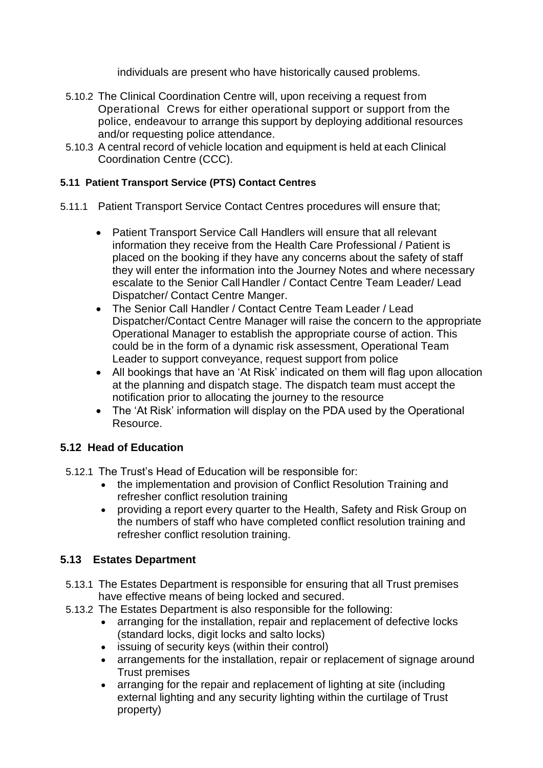individuals are present who have historically caused problems.

5.10.2 The Clinical Coordination Centre will, upon receiving a request from Operational Crews for either operational support or support from the police, endeavour to arrange this support by deploying additional resources and/or requesting police attendance.

5.10.3 A central record of vehicle location and equipment is held at each Clinical Coordination Centre (CCC).

#### 5.11 Patient Transport Service (PTS) Contact Centres

5.11.1 Patient Transport Service Contact Centres procedures will ensure that;

- Patient Transport Service Call Handlers will ensure that all relevant information they receive from the Health Care Professional / Patient is placed on the booking if they have any concerns about the safety of staff they will enter the information into the Journey Notes and where necessary escalate to the Senior Call Handler / Contact Centre Team Leader/ Lead Dispatcher/ Contact Centre Manger.
- The Senior Call Handler / Contact Centre Team Leader / Lead Dispatcher/Contact Centre Manager will raise the concern to the appropriate Operational Manager to establish the appropriate course of action. This could be in the form of a dynamic risk assessment, Operational Team Leader to support conveyance, request support from police
- All bookings that have an 'At Risk' indicated on them will flag upon allocation at the planning and dispatch stage. The dispatch team must accept the notification prior to allocating the journey to the resource
- The 'At Risk' information will display on the PDA used by the Operational Resource.

### 5.12 Head of Education

5.12.1 The Trust's Head of Education will be responsible for:

- the implementation and provision of Conflict Resolution Training and refresher conflict resolution training
- providing a report every quarter to the Health, Safety and Risk Group on the numbers of staff who have completed conflict resolution training and refresher conflict resolution training.

### 5.13 Estates Department

5.13.1 The Estates Department is responsible for ensuring that all Trust premises have effective means of being locked and secured.

5.13.2 The Estates Department is also responsible for the following:

- arranging for the installation, repair and replacement of defective locks (standard locks, digit locks and salto locks)
- issuing of security keys (within their control)
- arrangements for the installation, repair or replacement of signage around Trust premises
- arranging for the repair and replacement of lighting at site (including external lighting and any security lighting within the curtilage of Trust property)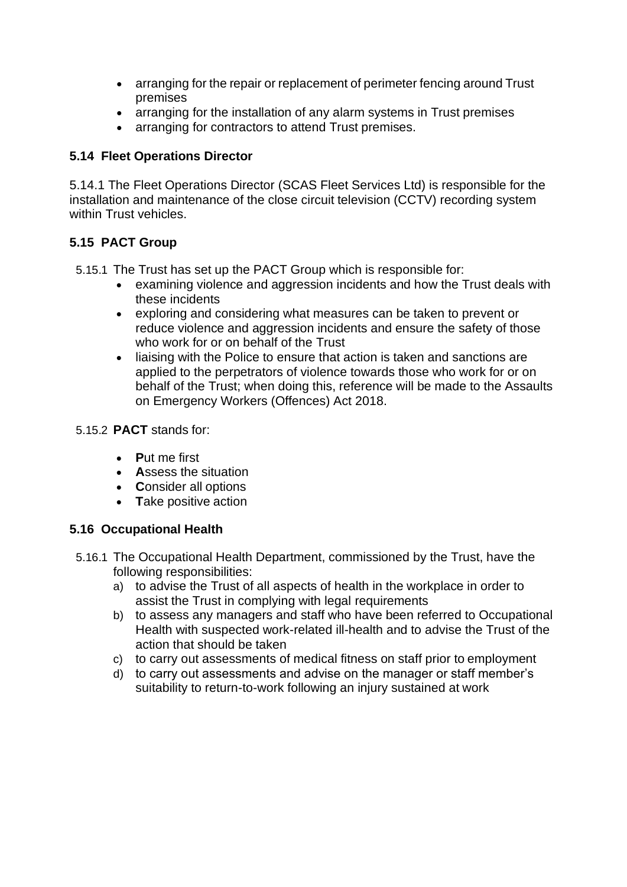- arranging for the repair or replacement of perimeter fencing around Trust premises
- arranging for the installation of any alarm systems in Trust premises
- arranging for contractors to attend Trust premises.

### 5.14 Fleet Operations Director

5.14.1 The Fleet Operations Director (SCAS Fleet Services Ltd) is responsible for the installation and maintenance of the close circuit television (CCTV) recording system within Trust vehicles.

### 5.15 PACT Group

5.15.1 The Trust has set up the PACT Group which is responsible for:

- examining violence and aggression incidents and how the Trust deals with these incidents
- exploring and considering what measures can be taken to prevent or reduce violence and aggression incidents and ensure the safety of those who work for or on behalf of the Trust
- liaising with the Police to ensure that action is taken and sanctions are applied to the perpetrators of violence towards those who work for or on behalf of the Trust; when doing this, reference will be made to the Assaults on Emergency Workers (Offences) Act 2018.

5.15.2 **PACT** stands for:

- **P**ut me first
- **A**ssess the situation
- **C**onsider all options
- **T**ake positive action

### 5.16 Occupational Health

5.16.1 The Occupational Health Department, commissioned by the Trust, have the following responsibilities:

a) to advise the Trust of all aspects of health in the workplace in order to assist the Trust in complying with legal requirements
b) to assess any managers and staff who have been referred to Occupational Health with suspected work-related ill-health and to advise the Trust of the action that should be taken
c) to carry out assessments of medical fitness on staff prior to employment
d) to carry out assessments and advise on the manager or staff member's suitability to return-to-work following an injury sustained at work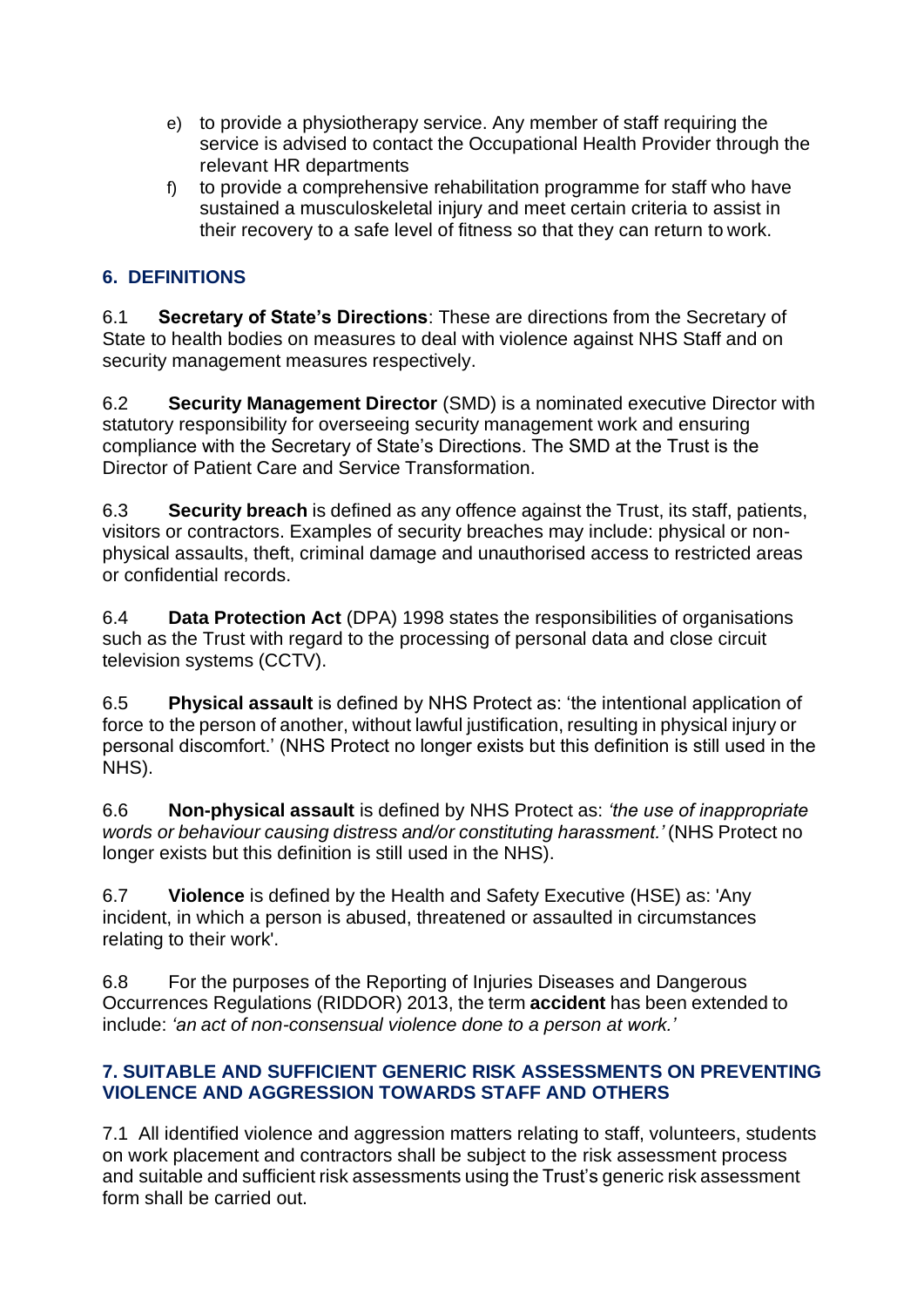e) to provide a physiotherapy service. Any member of staff requiring the service is advised to contact the Occupational Health Provider through the relevant HR departments
f) to provide a comprehensive rehabilitation programme for staff who have sustained a musculoskeletal injury and meet certain criteria to assist in their recovery to a safe level of fitness so that they can return to work.

## 6. DEFINITIONS

6.1 **Secretary of State's Directions**: These are directions from the Secretary of State to health bodies on measures to deal with violence against NHS Staff and on security management measures respectively.

6.2 **Security Management Director** (SMD) is a nominated executive Director with statutory responsibility for overseeing security management work and ensuring compliance with the Secretary of State's Directions. The SMD at the Trust is the Director of Patient Care and Service Transformation.

6.3 **Security breach** is defined as any offence against the Trust, its staff, patients, visitors or contractors. Examples of security breaches may include: physical or non-physical assaults, theft, criminal damage and unauthorised access to restricted areas or confidential records.

6.4 **Data Protection Act** (DPA) 1998 states the responsibilities of organisations such as the Trust with regard to the processing of personal data and close circuit television systems (CCTV).

6.5 **Physical assault** is defined by NHS Protect as: 'the intentional application of force to the person of another, without lawful justification, resulting in physical injury or personal discomfort.' (NHS Protect no longer exists but this definition is still used in the NHS).

6.6 **Non-physical assault** is defined by NHS Protect as: *'the use of inappropriate words or behaviour causing distress and/or constituting harassment.'* (NHS Protect no longer exists but this definition is still used in the NHS).

6.7 **Violence** is defined by the Health and Safety Executive (HSE) as: 'Any incident, in which a person is abused, threatened or assaulted in circumstances relating to their work'.

6.8 For the purposes of the Reporting of Injuries Diseases and Dangerous Occurrences Regulations (RIDDOR) 2013, the term **accident** has been extended to include: *'an act of non-consensual violence done to a person at work.'*

## 7. SUITABLE AND SUFFICIENT GENERIC RISK ASSESSMENTS ON PREVENTING VIOLENCE AND AGGRESSION TOWARDS STAFF AND OTHERS

7.1 All identified violence and aggression matters relating to staff, volunteers, students on work placement and contractors shall be subject to the risk assessment process and suitable and sufficient risk assessments using the Trust's generic risk assessment form shall be carried out.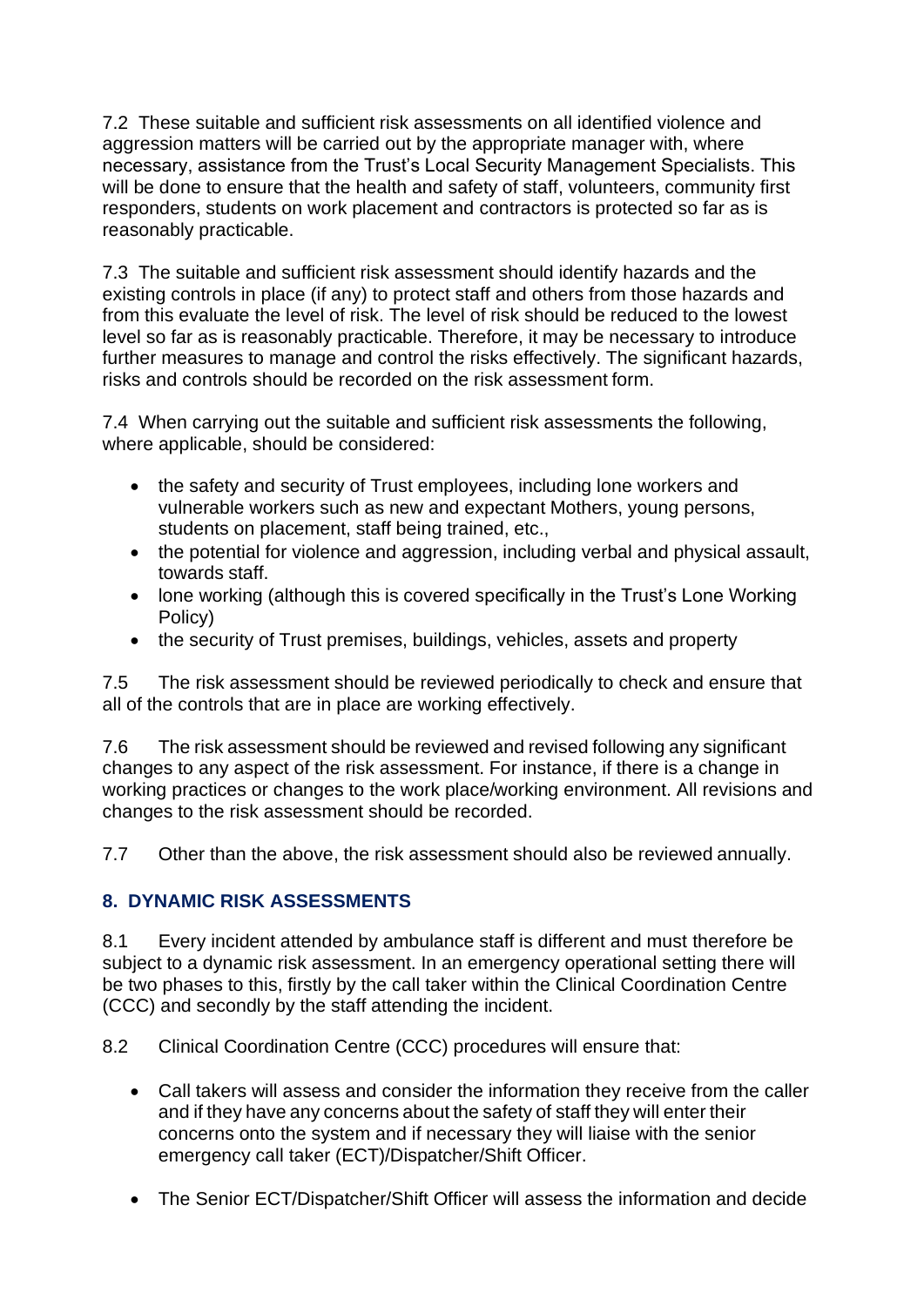7.2 These suitable and sufficient risk assessments on all identified violence and aggression matters will be carried out by the appropriate manager with, where necessary, assistance from the Trust's Local Security Management Specialists. This will be done to ensure that the health and safety of staff, volunteers, community first responders, students on work placement and contractors is protected so far as is reasonably practicable.

7.3 The suitable and sufficient risk assessment should identify hazards and the existing controls in place (if any) to protect staff and others from those hazards and from this evaluate the level of risk. The level of risk should be reduced to the lowest level so far as is reasonably practicable. Therefore, it may be necessary to introduce further measures to manage and control the risks effectively. The significant hazards, risks and controls should be recorded on the risk assessment form.

7.4 When carrying out the suitable and sufficient risk assessments the following, where applicable, should be considered:

- the safety and security of Trust employees, including lone workers and vulnerable workers such as new and expectant Mothers, young persons, students on placement, staff being trained, etc.,
- the potential for violence and aggression, including verbal and physical assault, towards staff.
- lone working (although this is covered specifically in the Trust's Lone Working Policy)
- the security of Trust premises, buildings, vehicles, assets and property

7.5 The risk assessment should be reviewed periodically to check and ensure that all of the controls that are in place are working effectively.

7.6 The risk assessment should be reviewed and revised following any significant changes to any aspect of the risk assessment. For instance, if there is a change in working practices or changes to the work place/working environment. All revisions and changes to the risk assessment should be recorded.

7.7 Other than the above, the risk assessment should also be reviewed annually.

## 8. DYNAMIC RISK ASSESSMENTS

8.1 Every incident attended by ambulance staff is different and must therefore be subject to a dynamic risk assessment. In an emergency operational setting there will be two phases to this, firstly by the call taker within the Clinical Coordination Centre (CCC) and secondly by the staff attending the incident.

8.2 Clinical Coordination Centre (CCC) procedures will ensure that:

- Call takers will assess and consider the information they receive from the caller and if they have any concerns about the safety of staff they will enter their concerns onto the system and if necessary they will liaise with the senior emergency call taker (ECT)/Dispatcher/Shift Officer.
- The Senior ECT/Dispatcher/Shift Officer will assess the information and decide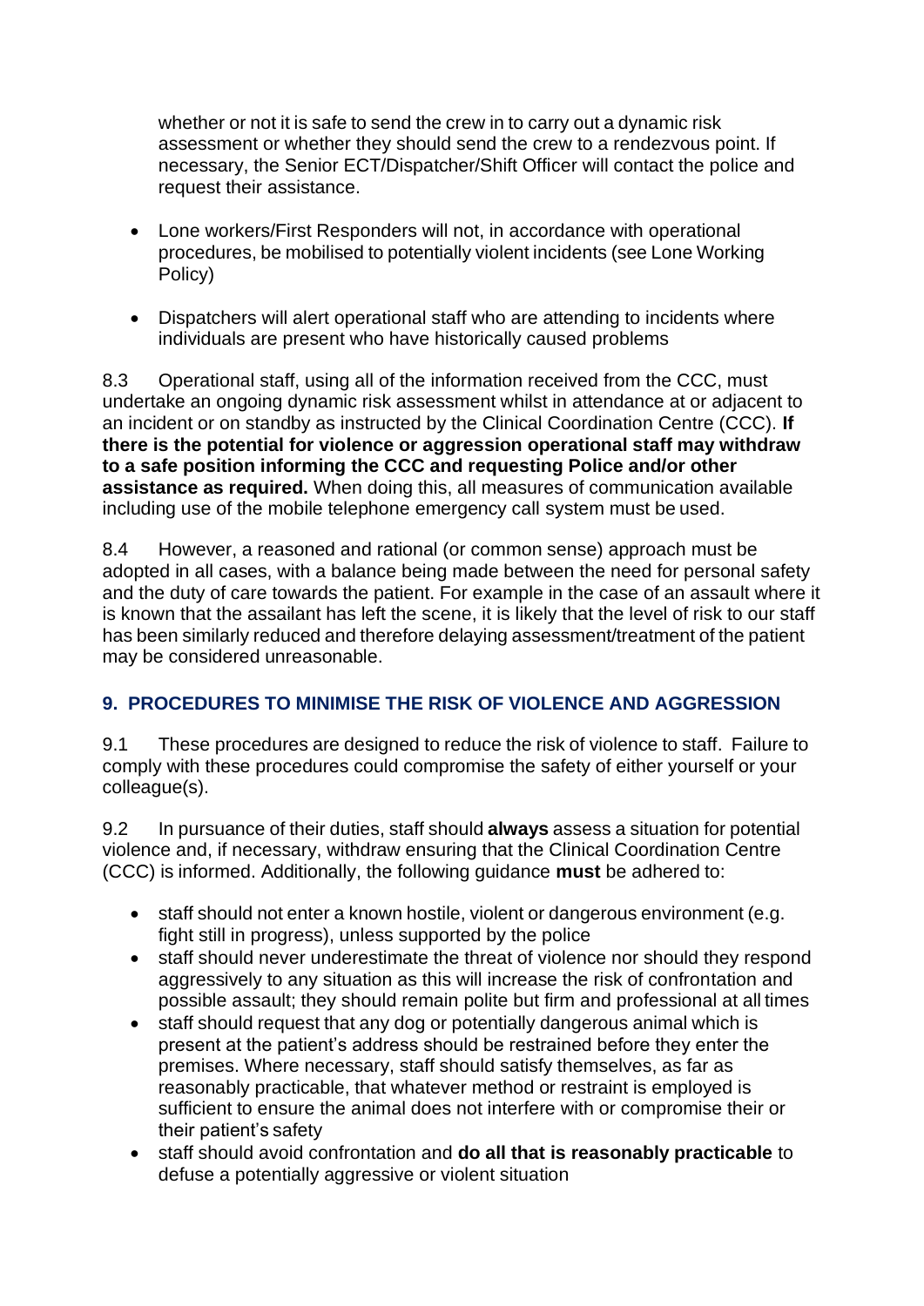whether or not it is safe to send the crew in to carry out a dynamic risk assessment or whether they should send the crew to a rendezvous point. If necessary, the Senior ECT/Dispatcher/Shift Officer will contact the police and request their assistance.

- Lone workers/First Responders will not, in accordance with operational procedures, be mobilised to potentially violent incidents (see Lone Working Policy)
- Dispatchers will alert operational staff who are attending to incidents where individuals are present who have historically caused problems

8.3 Operational staff, using all of the information received from the CCC, must undertake an ongoing dynamic risk assessment whilst in attendance at or adjacent to an incident or on standby as instructed by the Clinical Coordination Centre (CCC). **If there is the potential for violence or aggression operational staff may withdraw to a safe position informing the CCC and requesting Police and/or other assistance as required.** When doing this, all measures of communication available including use of the mobile telephone emergency call system must be used.

8.4 However, a reasoned and rational (or common sense) approach must be adopted in all cases, with a balance being made between the need for personal safety and the duty of care towards the patient. For example in the case of an assault where it is known that the assailant has left the scene, it is likely that the level of risk to our staff has been similarly reduced and therefore delaying assessment/treatment of the patient may be considered unreasonable.

## 9. PROCEDURES TO MINIMISE THE RISK OF VIOLENCE AND AGGRESSION

9.1 These procedures are designed to reduce the risk of violence to staff. Failure to comply with these procedures could compromise the safety of either yourself or your colleague(s).

9.2 In pursuance of their duties, staff should **always** assess a situation for potential violence and, if necessary, withdraw ensuring that the Clinical Coordination Centre (CCC) is informed. Additionally, the following guidance **must** be adhered to:

- staff should not enter a known hostile, violent or dangerous environment (e.g. fight still in progress), unless supported by the police
- staff should never underestimate the threat of violence nor should they respond aggressively to any situation as this will increase the risk of confrontation and possible assault; they should remain polite but firm and professional at all times
- staff should request that any dog or potentially dangerous animal which is present at the patient's address should be restrained before they enter the premises. Where necessary, staff should satisfy themselves, as far as reasonably practicable, that whatever method or restraint is employed is sufficient to ensure the animal does not interfere with or compromise their or their patient's safety
- staff should avoid confrontation and **do all that is reasonably practicable** to defuse a potentially aggressive or violent situation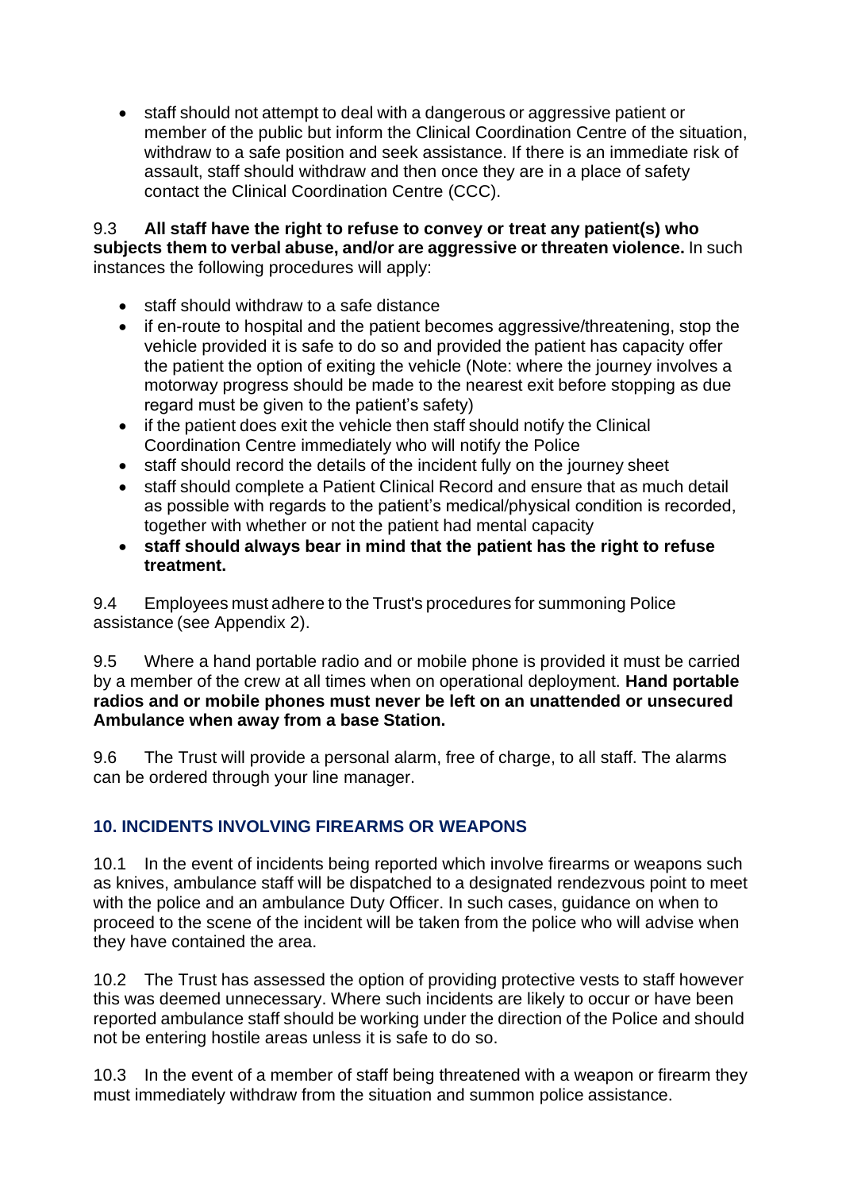- staff should not attempt to deal with a dangerous or aggressive patient or member of the public but inform the Clinical Coordination Centre of the situation, withdraw to a safe position and seek assistance. If there is an immediate risk of assault, staff should withdraw and then once they are in a place of safety contact the Clinical Coordination Centre (CCC).

9.3 **All staff have the right to refuse to convey or treat any patient(s) who subjects them to verbal abuse, and/or are aggressive or threaten violence.** In such instances the following procedures will apply:

- staff should withdraw to a safe distance
- if en-route to hospital and the patient becomes aggressive/threatening, stop the vehicle provided it is safe to do so and provided the patient has capacity offer the patient the option of exiting the vehicle (Note: where the journey involves a motorway progress should be made to the nearest exit before stopping as due regard must be given to the patient's safety)
- if the patient does exit the vehicle then staff should notify the Clinical Coordination Centre immediately who will notify the Police
- staff should record the details of the incident fully on the journey sheet
- staff should complete a Patient Clinical Record and ensure that as much detail as possible with regards to the patient's medical/physical condition is recorded, together with whether or not the patient had mental capacity
- **staff should always bear in mind that the patient has the right to refuse treatment.**

9.4 Employees must adhere to the Trust's procedures for summoning Police assistance (see Appendix 2).

9.5 Where a hand portable radio and or mobile phone is provided it must be carried by a member of the crew at all times when on operational deployment. **Hand portable radios and or mobile phones must never be left on an unattended or unsecured Ambulance when away from a base Station.**

9.6 The Trust will provide a personal alarm, free of charge, to all staff. The alarms can be ordered through your line manager.

## 10. INCIDENTS INVOLVING FIREARMS OR WEAPONS

10.1 In the event of incidents being reported which involve firearms or weapons such as knives, ambulance staff will be dispatched to a designated rendezvous point to meet with the police and an ambulance Duty Officer. In such cases, guidance on when to proceed to the scene of the incident will be taken from the police who will advise when they have contained the area.

10.2 The Trust has assessed the option of providing protective vests to staff however this was deemed unnecessary. Where such incidents are likely to occur or have been reported ambulance staff should be working under the direction of the Police and should not be entering hostile areas unless it is safe to do so.

10.3 In the event of a member of staff being threatened with a weapon or firearm they must immediately withdraw from the situation and summon police assistance.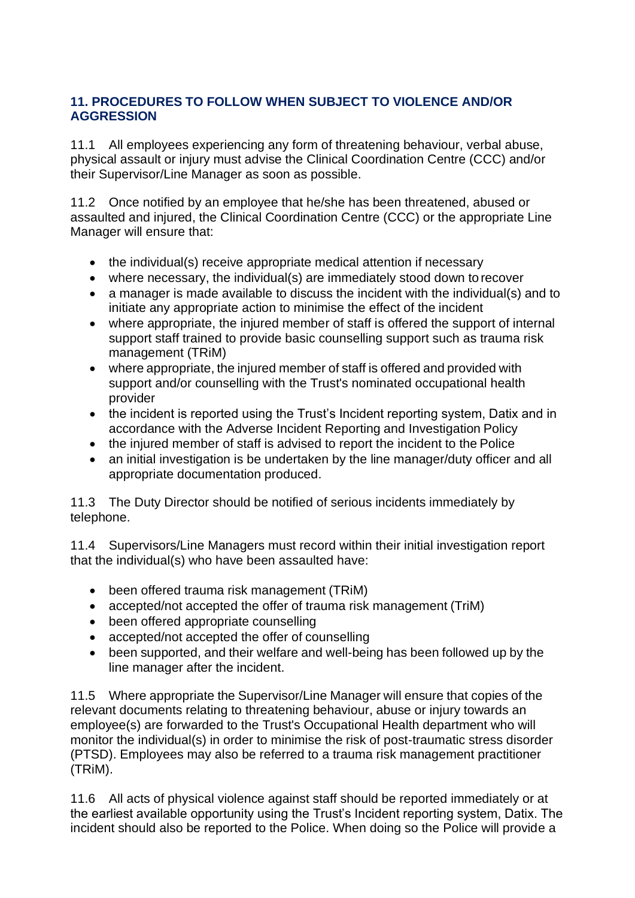## 11. PROCEDURES TO FOLLOW WHEN SUBJECT TO VIOLENCE AND/OR AGGRESSION

11.1 All employees experiencing any form of threatening behaviour, verbal abuse, physical assault or injury must advise the Clinical Coordination Centre (CCC) and/or their Supervisor/Line Manager as soon as possible.

11.2 Once notified by an employee that he/she has been threatened, abused or assaulted and injured, the Clinical Coordination Centre (CCC) or the appropriate Line Manager will ensure that:

- the individual(s) receive appropriate medical attention if necessary
- where necessary, the individual(s) are immediately stood down to recover
- a manager is made available to discuss the incident with the individual(s) and to initiate any appropriate action to minimise the effect of the incident
- where appropriate, the injured member of staff is offered the support of internal support staff trained to provide basic counselling support such as trauma risk management (TRiM)
- where appropriate, the injured member of staff is offered and provided with support and/or counselling with the Trust's nominated occupational health provider
- the incident is reported using the Trust's Incident reporting system, Datix and in accordance with the Adverse Incident Reporting and Investigation Policy
- the injured member of staff is advised to report the incident to the Police
- an initial investigation is be undertaken by the line manager/duty officer and all appropriate documentation produced.

11.3 The Duty Director should be notified of serious incidents immediately by telephone.

11.4 Supervisors/Line Managers must record within their initial investigation report that the individual(s) who have been assaulted have:

- been offered trauma risk management (TRiM)
- accepted/not accepted the offer of trauma risk management (TriM)
- been offered appropriate counselling
- accepted/not accepted the offer of counselling
- been supported, and their welfare and well-being has been followed up by the line manager after the incident.

11.5 Where appropriate the Supervisor/Line Manager will ensure that copies of the relevant documents relating to threatening behaviour, abuse or injury towards an employee(s) are forwarded to the Trust's Occupational Health department who will monitor the individual(s) in order to minimise the risk of post-traumatic stress disorder (PTSD). Employees may also be referred to a trauma risk management practitioner (TRiM).

11.6 All acts of physical violence against staff should be reported immediately or at the earliest available opportunity using the Trust's Incident reporting system, Datix. The incident should also be reported to the Police. When doing so the Police will provide a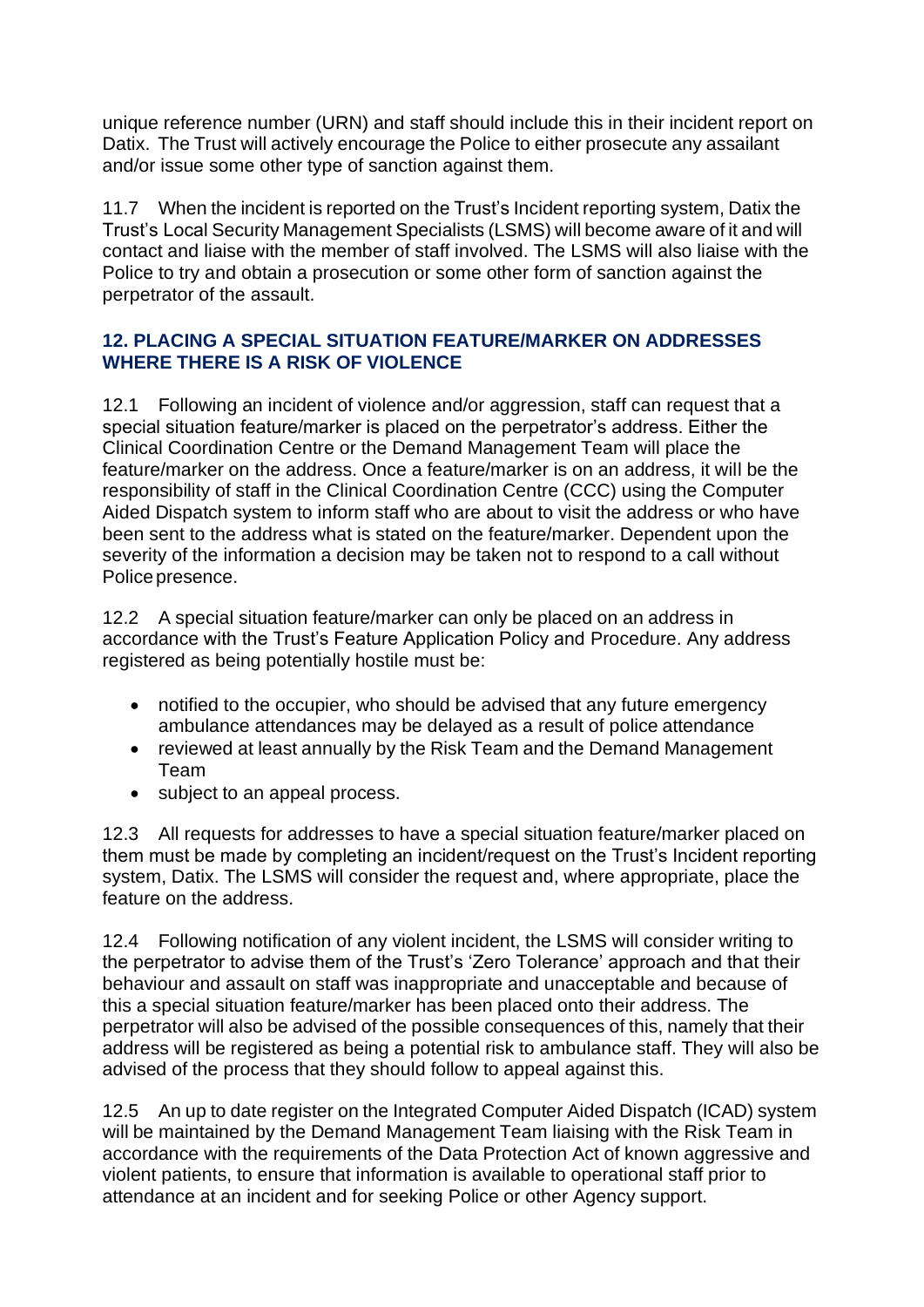unique reference number (URN) and staff should include this in their incident report on Datix. The Trust will actively encourage the Police to either prosecute any assailant and/or issue some other type of sanction against them.

11.7 When the incident is reported on the Trust's Incident reporting system, Datix the Trust's Local Security Management Specialists (LSMS) will become aware of it and will contact and liaise with the member of staff involved. The LSMS will also liaise with the Police to try and obtain a prosecution or some other form of sanction against the perpetrator of the assault.

## 12. PLACING A SPECIAL SITUATION FEATURE/MARKER ON ADDRESSES WHERE THERE IS A RISK OF VIOLENCE

12.1 Following an incident of violence and/or aggression, staff can request that a special situation feature/marker is placed on the perpetrator's address. Either the Clinical Coordination Centre or the Demand Management Team will place the feature/marker on the address. Once a feature/marker is on an address, it will be the responsibility of staff in the Clinical Coordination Centre (CCC) using the Computer Aided Dispatch system to inform staff who are about to visit the address or who have been sent to the address what is stated on the feature/marker. Dependent upon the severity of the information a decision may be taken not to respond to a call without Police presence.

12.2 A special situation feature/marker can only be placed on an address in accordance with the Trust's Feature Application Policy and Procedure. Any address registered as being potentially hostile must be:

- notified to the occupier, who should be advised that any future emergency ambulance attendances may be delayed as a result of police attendance
- reviewed at least annually by the Risk Team and the Demand Management Team
- subject to an appeal process.

12.3 All requests for addresses to have a special situation feature/marker placed on them must be made by completing an incident/request on the Trust's Incident reporting system, Datix. The LSMS will consider the request and, where appropriate, place the feature on the address.

12.4 Following notification of any violent incident, the LSMS will consider writing to the perpetrator to advise them of the Trust's 'Zero Tolerance' approach and that their behaviour and assault on staff was inappropriate and unacceptable and because of this a special situation feature/marker has been placed onto their address. The perpetrator will also be advised of the possible consequences of this, namely that their address will be registered as being a potential risk to ambulance staff. They will also be advised of the process that they should follow to appeal against this.

12.5 An up to date register on the Integrated Computer Aided Dispatch (ICAD) system will be maintained by the Demand Management Team liaising with the Risk Team in accordance with the requirements of the Data Protection Act of known aggressive and violent patients, to ensure that information is available to operational staff prior to attendance at an incident and for seeking Police or other Agency support.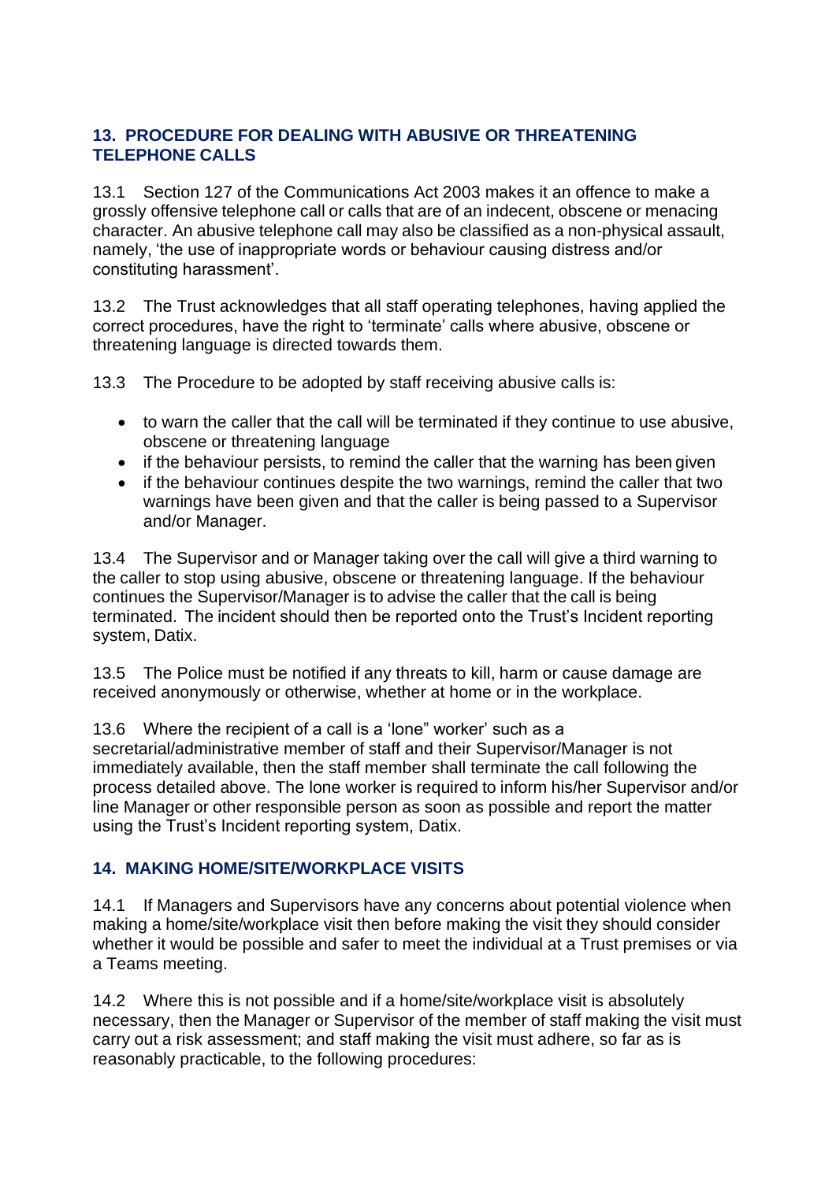## 13. PROCEDURE FOR DEALING WITH ABUSIVE OR THREATENING TELEPHONE CALLS

13.1 Section 127 of the Communications Act 2003 makes it an offence to make a grossly offensive telephone call or calls that are of an indecent, obscene or menacing character. An abusive telephone call may also be classified as a non-physical assault, namely, 'the use of inappropriate words or behaviour causing distress and/or constituting harassment'.

13.2 The Trust acknowledges that all staff operating telephones, having applied the correct procedures, have the right to 'terminate' calls where abusive, obscene or threatening language is directed towards them.

13.3 The Procedure to be adopted by staff receiving abusive calls is:

- to warn the caller that the call will be terminated if they continue to use abusive, obscene or threatening language
- if the behaviour persists, to remind the caller that the warning has been given
- if the behaviour continues despite the two warnings, remind the caller that two warnings have been given and that the caller is being passed to a Supervisor and/or Manager.

13.4 The Supervisor and or Manager taking over the call will give a third warning to the caller to stop using abusive, obscene or threatening language. If the behaviour continues the Supervisor/Manager is to advise the caller that the call is being terminated. The incident should then be reported onto the Trust's Incident reporting system, Datix.

13.5 The Police must be notified if any threats to kill, harm or cause damage are received anonymously or otherwise, whether at home or in the workplace.

13.6 Where the recipient of a call is a 'lone" worker' such as a secretarial/administrative member of staff and their Supervisor/Manager is not immediately available, then the staff member shall terminate the call following the process detailed above. The lone worker is required to inform his/her Supervisor and/or line Manager or other responsible person as soon as possible and report the matter using the Trust's Incident reporting system, Datix.

## 14. MAKING HOME/SITE/WORKPLACE VISITS

14.1 If Managers and Supervisors have any concerns about potential violence when making a home/site/workplace visit then before making the visit they should consider whether it would be possible and safer to meet the individual at a Trust premises or via a Teams meeting.

14.2 Where this is not possible and if a home/site/workplace visit is absolutely necessary, then the Manager or Supervisor of the member of staff making the visit must carry out a risk assessment; and staff making the visit must adhere, so far as is reasonably practicable, to the following procedures: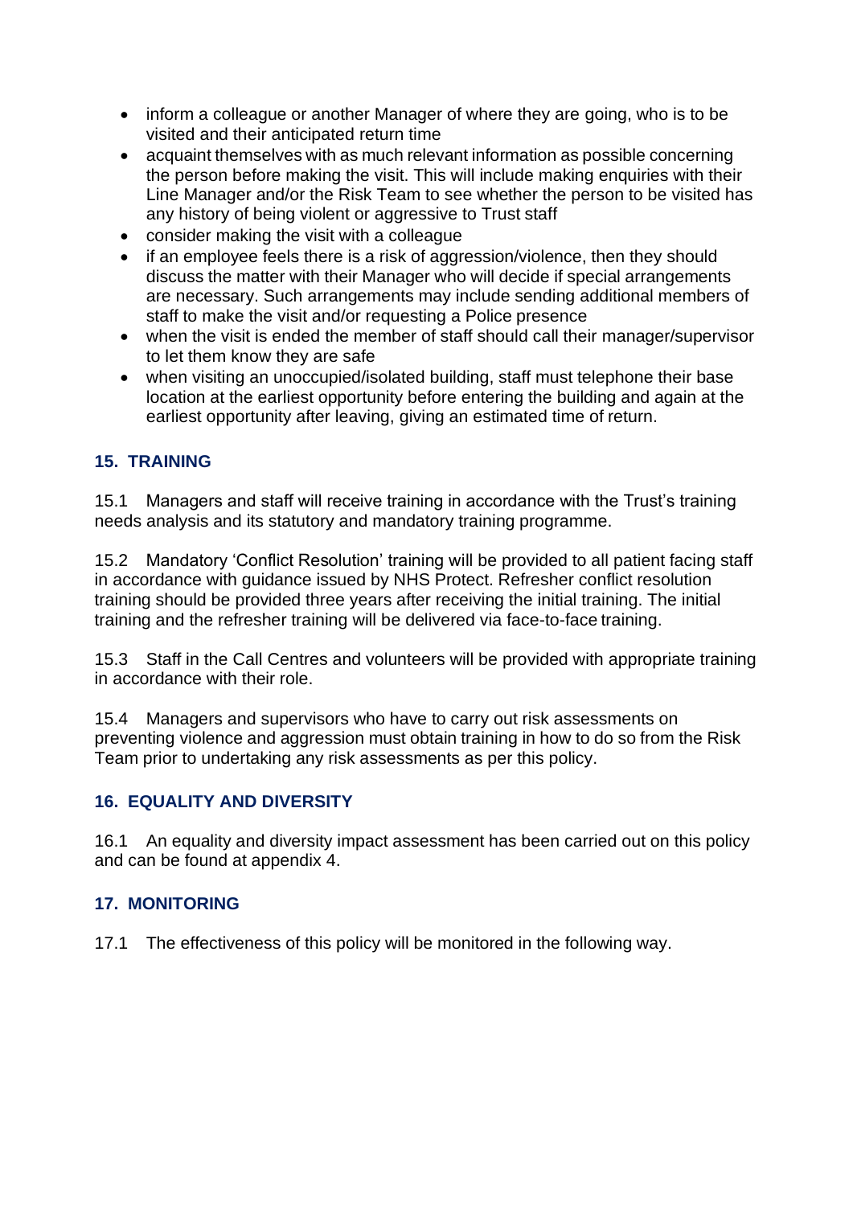- inform a colleague or another Manager of where they are going, who is to be visited and their anticipated return time
- acquaint themselves with as much relevant information as possible concerning the person before making the visit. This will include making enquiries with their Line Manager and/or the Risk Team to see whether the person to be visited has any history of being violent or aggressive to Trust staff
- consider making the visit with a colleague
- if an employee feels there is a risk of aggression/violence, then they should discuss the matter with their Manager who will decide if special arrangements are necessary. Such arrangements may include sending additional members of staff to make the visit and/or requesting a Police presence
- when the visit is ended the member of staff should call their manager/supervisor to let them know they are safe
- when visiting an unoccupied/isolated building, staff must telephone their base location at the earliest opportunity before entering the building and again at the earliest opportunity after leaving, giving an estimated time of return.

## 15. TRAINING

15.1 Managers and staff will receive training in accordance with the Trust's training needs analysis and its statutory and mandatory training programme.

15.2 Mandatory 'Conflict Resolution' training will be provided to all patient facing staff in accordance with guidance issued by NHS Protect. Refresher conflict resolution training should be provided three years after receiving the initial training. The initial training and the refresher training will be delivered via face-to-face training.

15.3 Staff in the Call Centres and volunteers will be provided with appropriate training in accordance with their role.

15.4 Managers and supervisors who have to carry out risk assessments on preventing violence and aggression must obtain training in how to do so from the Risk Team prior to undertaking any risk assessments as per this policy.

## 16. EQUALITY AND DIVERSITY

16.1 An equality and diversity impact assessment has been carried out on this policy and can be found at appendix 4.

## 17. MONITORING

17.1 The effectiveness of this policy will be monitored in the following way.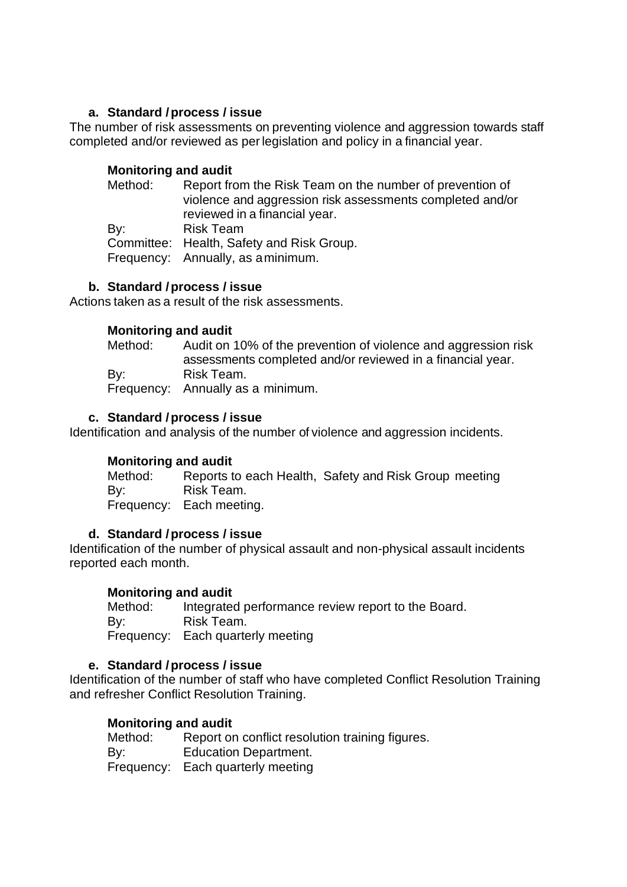**a. Standard / process / issue**

The number of risk assessments on preventing violence and aggression towards staff completed and/or reviewed as per legislation and policy in a financial year.

**Monitoring and audit**

Method: Report from the Risk Team on the number of prevention of violence and aggression risk assessments completed and/or reviewed in a financial year.
By: Risk Team
Committee: Health, Safety and Risk Group.
Frequency: Annually, as a minimum.

**b. Standard / process / issue**

Actions taken as a result of the risk assessments.

**Monitoring and audit**

Method: Audit on 10% of the prevention of violence and aggression risk assessments completed and/or reviewed in a financial year.
By: Risk Team.
Frequency: Annually as a minimum.

**c. Standard / process / issue**

Identification and analysis of the number of violence and aggression incidents.

**Monitoring and audit**

Method: Reports to each Health, Safety and Risk Group meeting
By: Risk Team.
Frequency: Each meeting.

**d. Standard / process / issue**

Identification of the number of physical assault and non-physical assault incidents reported each month.

**Monitoring and audit**

Method: Integrated performance review report to the Board.
By: Risk Team.
Frequency: Each quarterly meeting

**e. Standard / process / issue**

Identification of the number of staff who have completed Conflict Resolution Training and refresher Conflict Resolution Training.

**Monitoring and audit**

Method: Report on conflict resolution training figures.
By: Education Department.
Frequency: Each quarterly meeting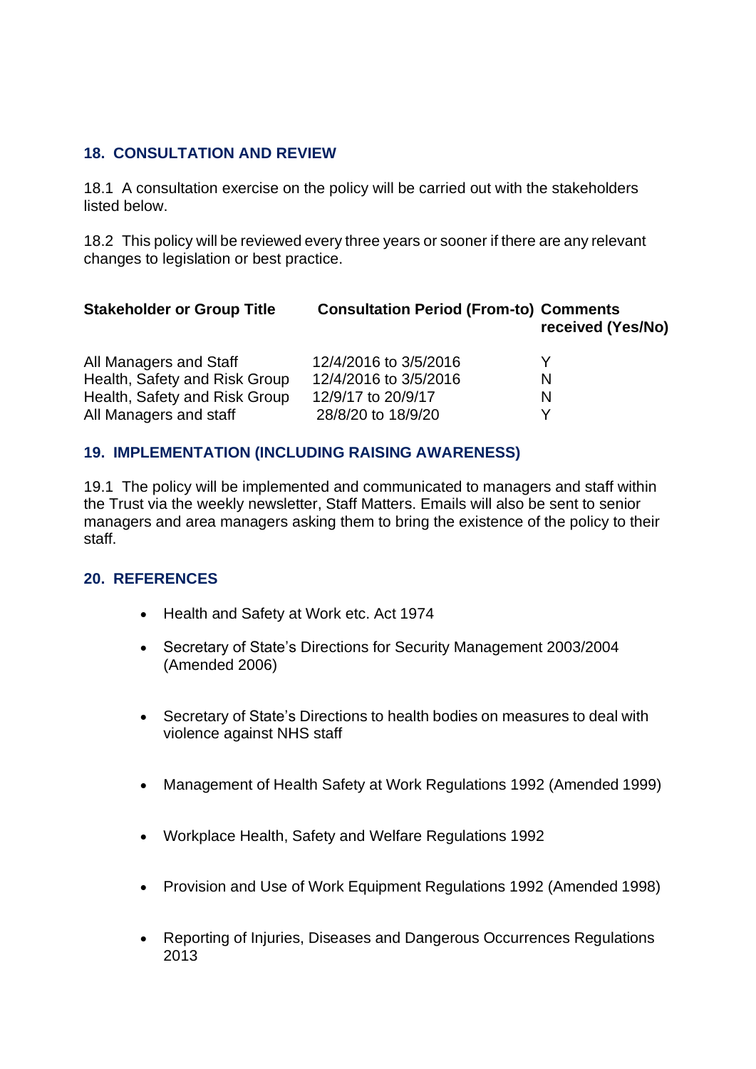## 18. CONSULTATION AND REVIEW

18.1 A consultation exercise on the policy will be carried out with the stakeholders listed below.

18.2 This policy will be reviewed every three years or sooner if there are any relevant changes to legislation or best practice.

| Stakeholder or Group Title | Consultation Period (From-to) | Comments received (Yes/No) |
| --- | --- | --- |
| All Managers and Staff | 12/4/2016 to 3/5/2016 | Y |
| Health, Safety and Risk Group | 12/4/2016 to 3/5/2016 | N |
| Health, Safety and Risk Group | 12/9/17 to 20/9/17 | N |
| All Managers and staff | 28/8/20 to 18/9/20 | Y |

## 19. IMPLEMENTATION (INCLUDING RAISING AWARENESS)

19.1 The policy will be implemented and communicated to managers and staff within the Trust via the weekly newsletter, Staff Matters. Emails will also be sent to senior managers and area managers asking them to bring the existence of the policy to their staff.

## 20. REFERENCES

- Health and Safety at Work etc. Act 1974
- Secretary of State's Directions for Security Management 2003/2004 (Amended 2006)
- Secretary of State's Directions to health bodies on measures to deal with violence against NHS staff
- Management of Health Safety at Work Regulations 1992 (Amended 1999)
- Workplace Health, Safety and Welfare Regulations 1992
- Provision and Use of Work Equipment Regulations 1992 (Amended 1998)
- Reporting of Injuries, Diseases and Dangerous Occurrences Regulations 2013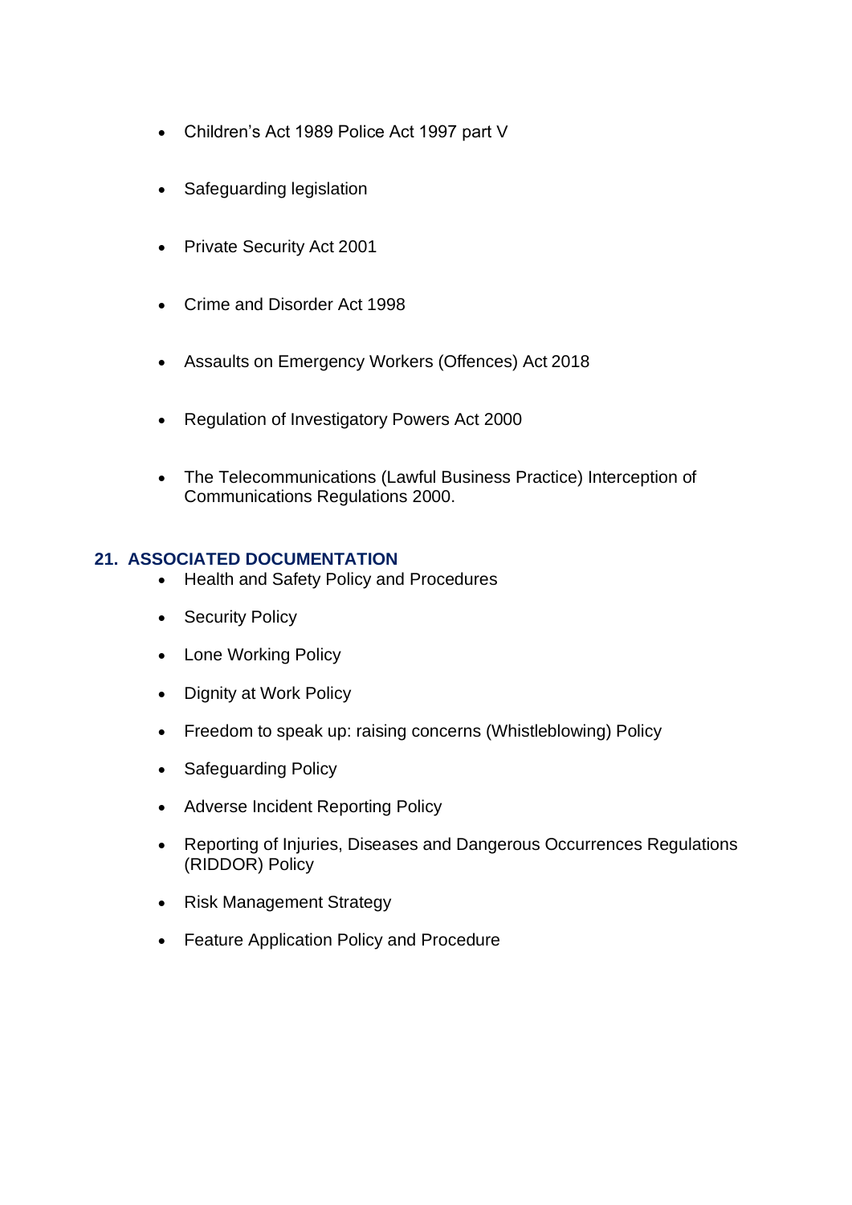- Children's Act 1989 Police Act 1997 part V
- Safeguarding legislation
- Private Security Act 2001
- Crime and Disorder Act 1998
- Assaults on Emergency Workers (Offences) Act 2018
- Regulation of Investigatory Powers Act 2000
- The Telecommunications (Lawful Business Practice) Interception of Communications Regulations 2000.

## 21. ASSOCIATED DOCUMENTATION

- Health and Safety Policy and Procedures
- Security Policy
- Lone Working Policy
- Dignity at Work Policy
- Freedom to speak up: raising concerns (Whistleblowing) Policy
- Safeguarding Policy
- Adverse Incident Reporting Policy
- Reporting of Injuries, Diseases and Dangerous Occurrences Regulations (RIDDOR) Policy
- Risk Management Strategy
- Feature Application Policy and Procedure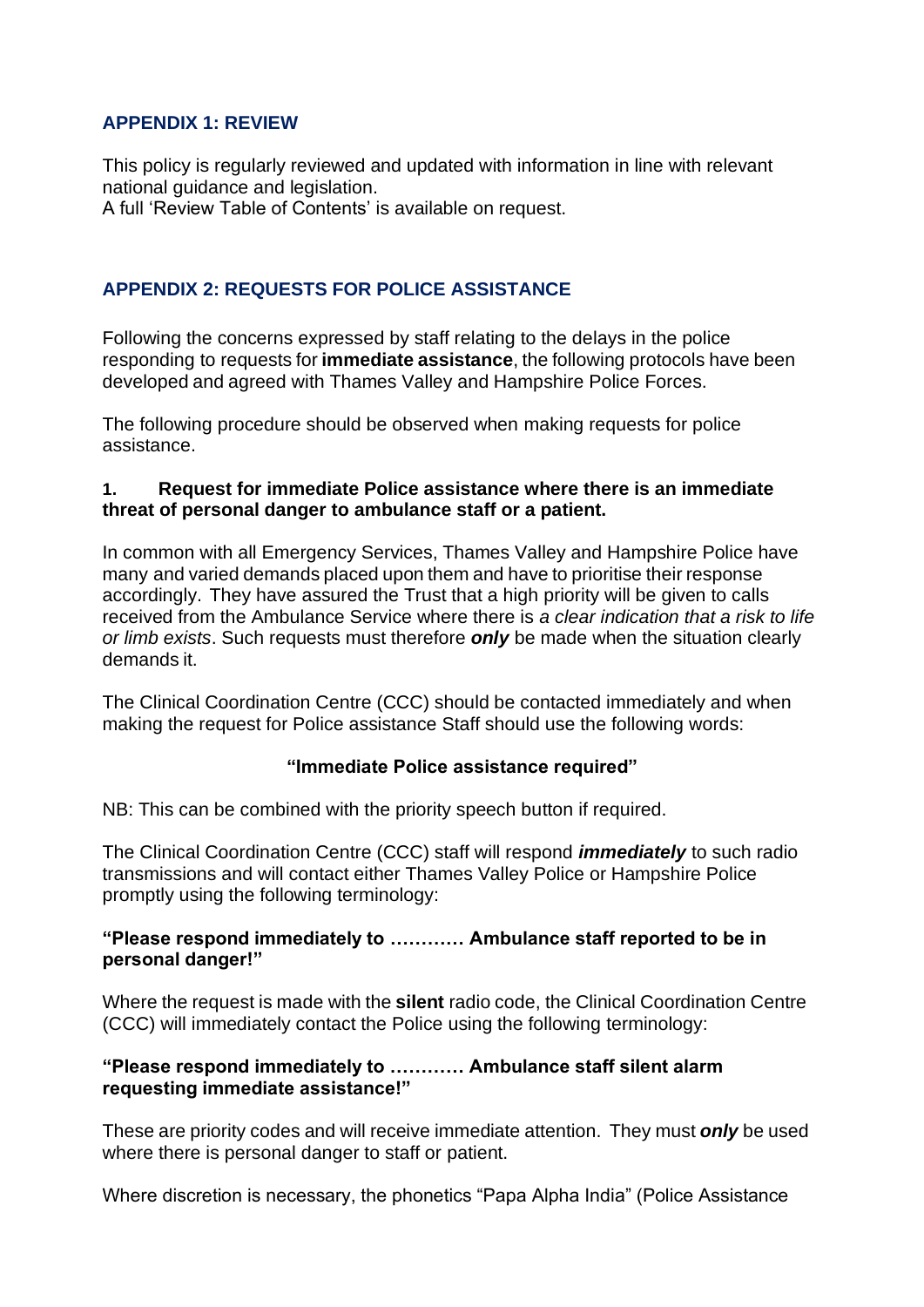## APPENDIX 1: REVIEW

This policy is regularly reviewed and updated with information in line with relevant national guidance and legislation.
A full 'Review Table of Contents' is available on request.

## APPENDIX 2: REQUESTS FOR POLICE ASSISTANCE

Following the concerns expressed by staff relating to the delays in the police responding to requests for **immediate assistance**, the following protocols have been developed and agreed with Thames Valley and Hampshire Police Forces.

The following procedure should be observed when making requests for police assistance.

### 1. Request for immediate Police assistance where there is an immediate threat of personal danger to ambulance staff or a patient.

In common with all Emergency Services, Thames Valley and Hampshire Police have many and varied demands placed upon them and have to prioritise their response accordingly. They have assured the Trust that a high priority will be given to calls received from the Ambulance Service where there is *a clear indication that a risk to life or limb exists*. Such requests must therefore ***only*** be made when the situation clearly demands it.

The Clinical Coordination Centre (CCC) should be contacted immediately and when making the request for Police assistance Staff should use the following words:

**"Immediate Police assistance required"**

NB: This can be combined with the priority speech button if required.

The Clinical Coordination Centre (CCC) staff will respond ***immediately*** to such radio transmissions and will contact either Thames Valley Police or Hampshire Police promptly using the following terminology:

**"Please respond immediately to ………… Ambulance staff reported to be in personal danger!"**

Where the request is made with the **silent** radio code, the Clinical Coordination Centre (CCC) will immediately contact the Police using the following terminology:

**"Please respond immediately to ………… Ambulance staff silent alarm requesting immediate assistance!"**

These are priority codes and will receive immediate attention. They must ***only*** be used where there is personal danger to staff or patient.

Where discretion is necessary, the phonetics "Papa Alpha India" (Police Assistance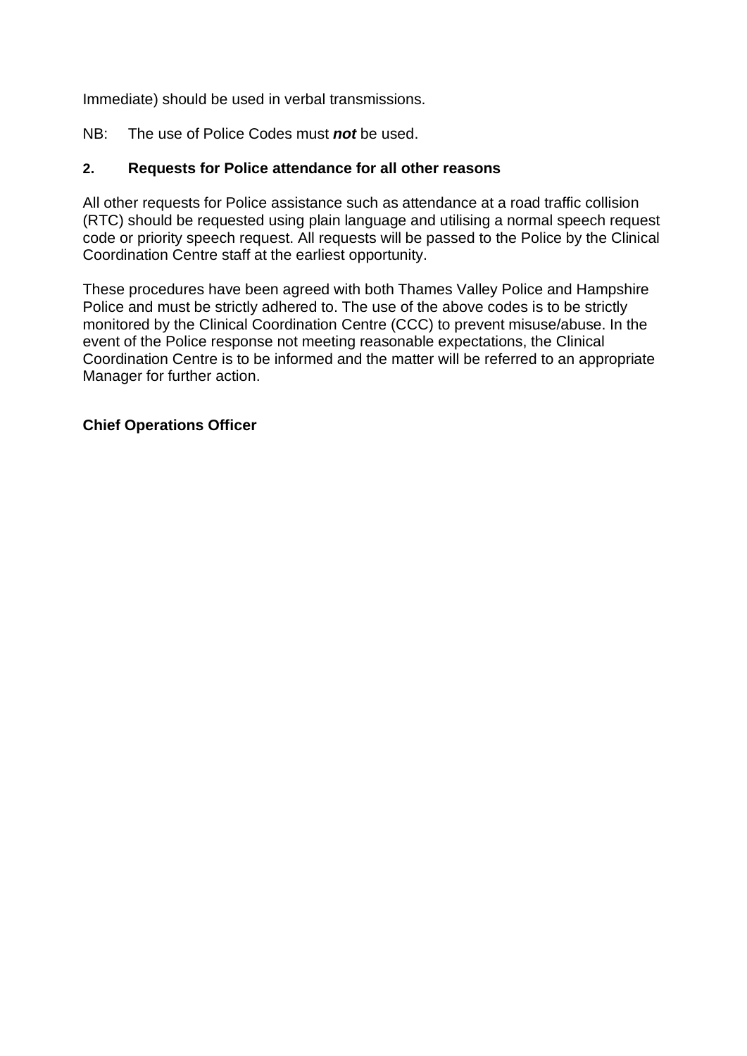Immediate) should be used in verbal transmissions.

NB: The use of Police Codes must ***not*** be used.

### 2. Requests for Police attendance for all other reasons

All other requests for Police assistance such as attendance at a road traffic collision (RTC) should be requested using plain language and utilising a normal speech request code or priority speech request. All requests will be passed to the Police by the Clinical Coordination Centre staff at the earliest opportunity.

These procedures have been agreed with both Thames Valley Police and Hampshire Police and must be strictly adhered to. The use of the above codes is to be strictly monitored by the Clinical Coordination Centre (CCC) to prevent misuse/abuse. In the event of the Police response not meeting reasonable expectations, the Clinical Coordination Centre is to be informed and the matter will be referred to an appropriate Manager for further action.

**Chief Operations Officer**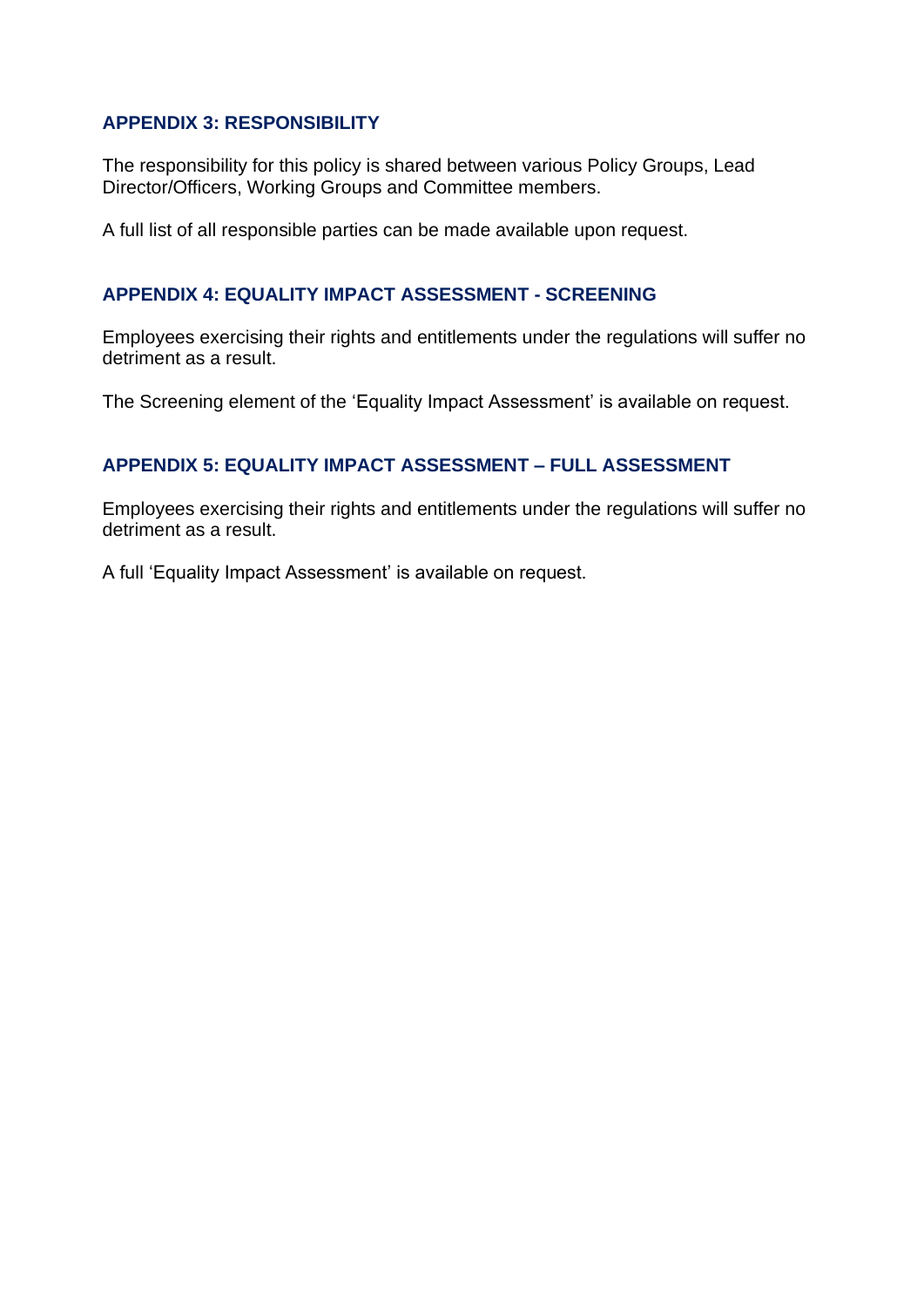## APPENDIX 3: RESPONSIBILITY

The responsibility for this policy is shared between various Policy Groups, Lead Director/Officers, Working Groups and Committee members.

A full list of all responsible parties can be made available upon request.

## APPENDIX 4: EQUALITY IMPACT ASSESSMENT - SCREENING

Employees exercising their rights and entitlements under the regulations will suffer no detriment as a result.

The Screening element of the 'Equality Impact Assessment' is available on request.

## APPENDIX 5: EQUALITY IMPACT ASSESSMENT – FULL ASSESSMENT

Employees exercising their rights and entitlements under the regulations will suffer no detriment as a result.

A full 'Equality Impact Assessment' is available on request.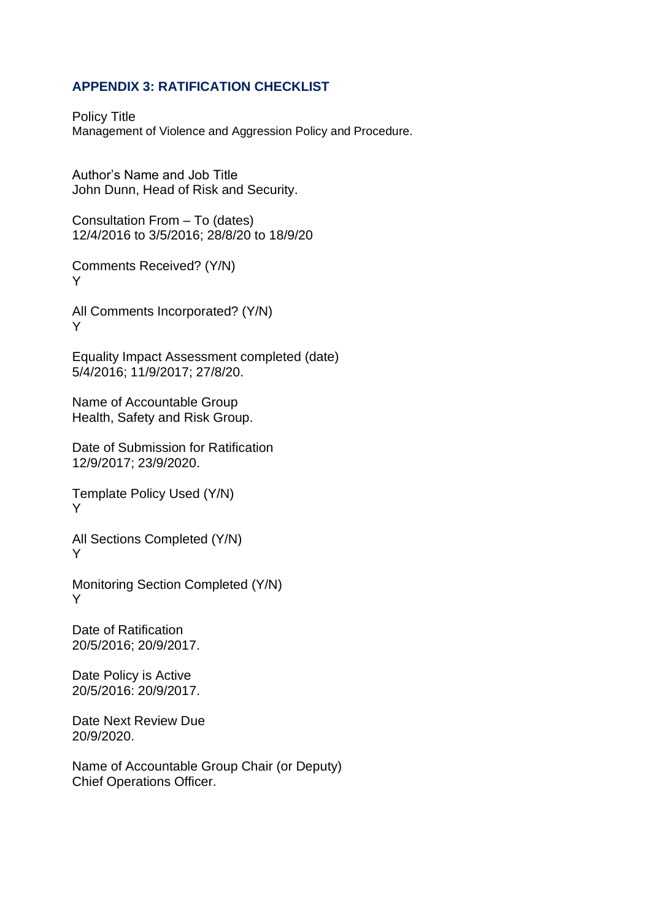### APPENDIX 3: RATIFICATION CHECKLIST

Policy Title
Management of Violence and Aggression Policy and Procedure.

Author's Name and Job Title
John Dunn, Head of Risk and Security.

Consultation From – To (dates)
12/4/2016 to 3/5/2016; 28/8/20 to 18/9/20

Comments Received? (Y/N)
Y

All Comments Incorporated? (Y/N)
Y

Equality Impact Assessment completed (date)
5/4/2016; 11/9/2017; 27/8/20.

Name of Accountable Group
Health, Safety and Risk Group.

Date of Submission for Ratification
12/9/2017; 23/9/2020.

Template Policy Used (Y/N)
Y

All Sections Completed (Y/N)
Y

Monitoring Section Completed (Y/N)
Y

Date of Ratification
20/5/2016; 20/9/2017.

Date Policy is Active
20/5/2016: 20/9/2017.

Date Next Review Due
20/9/2020.

Name of Accountable Group Chair (or Deputy)
Chief Operations Officer.